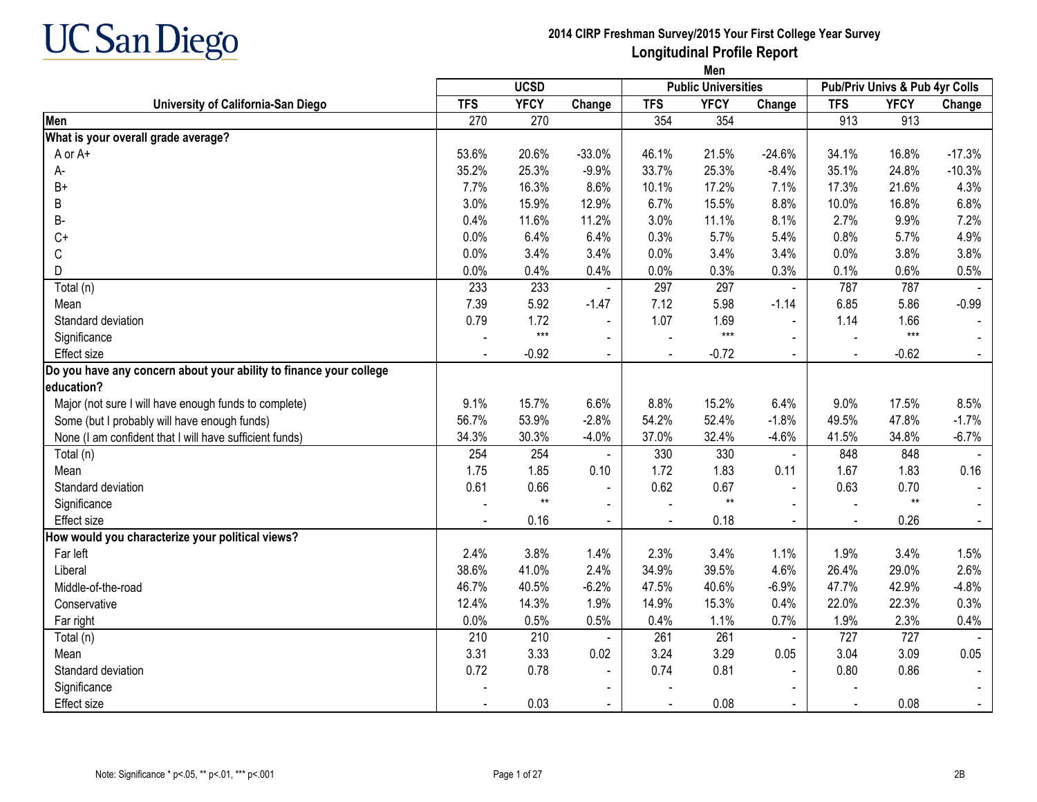# UC San Diego

## 2014 CIRP Freshman Survey/2015 Your First College Year Survey
## Longitudinal Profile Report
### Men

| University of California-San Diego | UCSD | | | Public Universities | | | Pub/Priv Univs & Pub 4yr Colls | | |
|---|---|---|---|---|---|---|---|---|---|
| | TFS | YFCY | Change | TFS | YFCY | Change | TFS | YFCY | Change |
| **Men** | 270 | 270 | | 354 | 354 | | 913 | 913 | |
| **What is your overall grade average?** | | | | | | | | | |
| A or A+ | 53.6% | 20.6% | -33.0% | 46.1% | 21.5% | -24.6% | 34.1% | 16.8% | -17.3% |
| A- | 35.2% | 25.3% | -9.9% | 33.7% | 25.3% | -8.4% | 35.1% | 24.8% | -10.3% |
| B+ | 7.7% | 16.3% | 8.6% | 10.1% | 17.2% | 7.1% | 17.3% | 21.6% | 4.3% |
| B | 3.0% | 15.9% | 12.9% | 6.7% | 15.5% | 8.8% | 10.0% | 16.8% | 6.8% |
| B- | 0.4% | 11.6% | 11.2% | 3.0% | 11.1% | 8.1% | 2.7% | 9.9% | 7.2% |
| C+ | 0.0% | 6.4% | 6.4% | 0.3% | 5.7% | 5.4% | 0.8% | 5.7% | 4.9% |
| C | 0.0% | 3.4% | 3.4% | 0.0% | 3.4% | 3.4% | 0.0% | 3.8% | 3.8% |
| D | 0.0% | 0.4% | 0.4% | 0.0% | 0.3% | 0.3% | 0.1% | 0.6% | 0.5% |
| Total (n) | 233 | 233 | - | 297 | 297 | - | 787 | 787 | - |
| Mean | 7.39 | 5.92 | -1.47 | 7.12 | 5.98 | -1.14 | 6.85 | 5.86 | -0.99 |
| Standard deviation | 0.79 | 1.72 | - | 1.07 | 1.69 | - | 1.14 | 1.66 | - |
| Significance | - | *** | - | - | *** | - | - | *** | - |
| Effect size | - | -0.92 | - | - | -0.72 | - | - | -0.62 | - |
| **Do you have any concern about your ability to finance your college education?** | | | | | | | | | |
| Major (not sure I will have enough funds to complete) | 9.1% | 15.7% | 6.6% | 8.8% | 15.2% | 6.4% | 9.0% | 17.5% | 8.5% |
| Some (but I probably will have enough funds) | 56.7% | 53.9% | -2.8% | 54.2% | 52.4% | -1.8% | 49.5% | 47.8% | -1.7% |
| None (I am confident that I will have sufficient funds) | 34.3% | 30.3% | -4.0% | 37.0% | 32.4% | -4.6% | 41.5% | 34.8% | -6.7% |
| Total (n) | 254 | 254 | - | 330 | 330 | - | 848 | 848 | - |
| Mean | 1.75 | 1.85 | 0.10 | 1.72 | 1.83 | 0.11 | 1.67 | 1.83 | 0.16 |
| Standard deviation | 0.61 | 0.66 | - | 0.62 | 0.67 | - | 0.63 | 0.70 | - |
| Significance | - | ** | - | - | ** | - | - | ** | - |
| Effect size | - | 0.16 | - | - | 0.18 | - | - | 0.26 | - |
| **How would you characterize your political views?** | | | | | | | | | |
| Far left | 2.4% | 3.8% | 1.4% | 2.3% | 3.4% | 1.1% | 1.9% | 3.4% | 1.5% |
| Liberal | 38.6% | 41.0% | 2.4% | 34.9% | 39.5% | 4.6% | 26.4% | 29.0% | 2.6% |
| Middle-of-the-road | 46.7% | 40.5% | -6.2% | 47.5% | 40.6% | -6.9% | 47.7% | 42.9% | -4.8% |
| Conservative | 12.4% | 14.3% | 1.9% | 14.9% | 15.3% | 0.4% | 22.0% | 22.3% | 0.3% |
| Far right | 0.0% | 0.5% | 0.5% | 0.4% | 1.1% | 0.7% | 1.9% | 2.3% | 0.4% |
| Total (n) | 210 | 210 | - | 261 | 261 | - | 727 | 727 | - |
| Mean | 3.31 | 3.33 | 0.02 | 3.24 | 3.29 | 0.05 | 3.04 | 3.09 | 0.05 |
| Standard deviation | 0.72 | 0.78 | - | 0.74 | 0.81 | - | 0.80 | 0.86 | - |
| Significance | - | | - | - | | - | - | | - |
| Effect size | - | 0.03 | - | - | 0.08 | - | - | 0.08 | - |

Note: Significance * p<.05, ** p<.01, *** p<.001

2B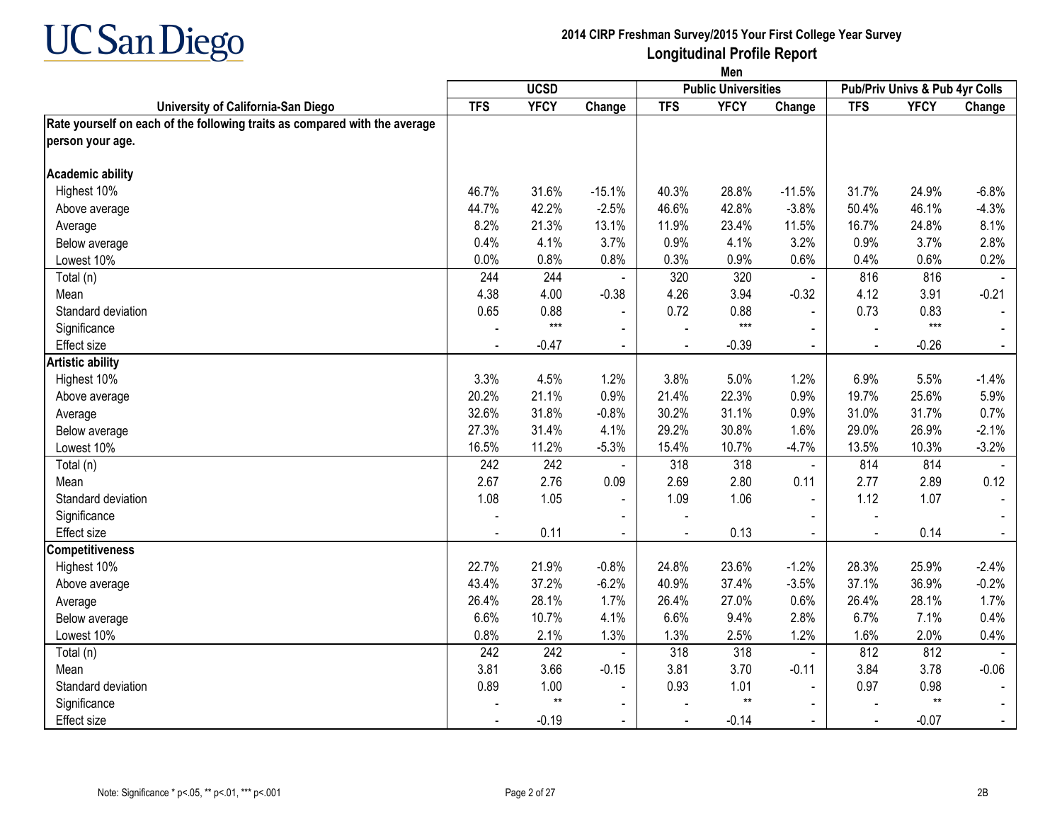# UC San Diego

## 2014 CIRP Freshman Survey/2015 Your First College Year Survey
## Longitudinal Profile Report
### Men

| University of California-San Diego | UCSD | | | Public Universities | | | Pub/Priv Univs & Pub 4yr Colls | | |
|---|---|---|---|---|---|---|---|---|---|
| | TFS | YFCY | Change | TFS | YFCY | Change | TFS | YFCY | Change |
| **Rate yourself on each of the following traits as compared with the average person your age.** | | | | | | | | | |
| **Academic ability** | | | | | | | | | |
| Highest 10% | 46.7% | 31.6% | -15.1% | 40.3% | 28.8% | -11.5% | 31.7% | 24.9% | -6.8% |
| Above average | 44.7% | 42.2% | -2.5% | 46.6% | 42.8% | -3.8% | 50.4% | 46.1% | -4.3% |
| Average | 8.2% | 21.3% | 13.1% | 11.9% | 23.4% | 11.5% | 16.7% | 24.8% | 8.1% |
| Below average | 0.4% | 4.1% | 3.7% | 0.9% | 4.1% | 3.2% | 0.9% | 3.7% | 2.8% |
| Lowest 10% | 0.0% | 0.8% | 0.8% | 0.3% | 0.9% | 0.6% | 0.4% | 0.6% | 0.2% |
| Total (n) | 244 | 244 | - | 320 | 320 | - | 816 | 816 | - |
| Mean | 4.38 | 4.00 | -0.38 | 4.26 | 3.94 | -0.32 | 4.12 | 3.91 | -0.21 |
| Standard deviation | 0.65 | 0.88 | - | 0.72 | 0.88 | - | 0.73 | 0.83 | - |
| Significance | - | *** | - | - | *** | - | - | *** | - |
| Effect size | - | -0.47 | - | - | -0.39 | - | - | -0.26 | - |
| **Artistic ability** | | | | | | | | | |
| Highest 10% | 3.3% | 4.5% | 1.2% | 3.8% | 5.0% | 1.2% | 6.9% | 5.5% | -1.4% |
| Above average | 20.2% | 21.1% | 0.9% | 21.4% | 22.3% | 0.9% | 19.7% | 25.6% | 5.9% |
| Average | 32.6% | 31.8% | -0.8% | 30.2% | 31.1% | 0.9% | 31.0% | 31.7% | 0.7% |
| Below average | 27.3% | 31.4% | 4.1% | 29.2% | 30.8% | 1.6% | 29.0% | 26.9% | -2.1% |
| Lowest 10% | 16.5% | 11.2% | -5.3% | 15.4% | 10.7% | -4.7% | 13.5% | 10.3% | -3.2% |
| Total (n) | 242 | 242 | - | 318 | 318 | - | 814 | 814 | - |
| Mean | 2.67 | 2.76 | 0.09 | 2.69 | 2.80 | 0.11 | 2.77 | 2.89 | 0.12 |
| Standard deviation | 1.08 | 1.05 | - | 1.09 | 1.06 | - | 1.12 | 1.07 | - |
| Significance | - | | - | - | | - | - | | - |
| Effect size | - | 0.11 | - | - | 0.13 | - | - | 0.14 | - |
| **Competitiveness** | | | | | | | | | |
| Highest 10% | 22.7% | 21.9% | -0.8% | 24.8% | 23.6% | -1.2% | 28.3% | 25.9% | -2.4% |
| Above average | 43.4% | 37.2% | -6.2% | 40.9% | 37.4% | -3.5% | 37.1% | 36.9% | -0.2% |
| Average | 26.4% | 28.1% | 1.7% | 26.4% | 27.0% | 0.6% | 26.4% | 28.1% | 1.7% |
| Below average | 6.6% | 10.7% | 4.1% | 6.6% | 9.4% | 2.8% | 6.7% | 7.1% | 0.4% |
| Lowest 10% | 0.8% | 2.1% | 1.3% | 1.3% | 2.5% | 1.2% | 1.6% | 2.0% | 0.4% |
| Total (n) | 242 | 242 | - | 318 | 318 | - | 812 | 812 | - |
| Mean | 3.81 | 3.66 | -0.15 | 3.81 | 3.70 | -0.11 | 3.84 | 3.78 | -0.06 |
| Standard deviation | 0.89 | 1.00 | - | 0.93 | 1.01 | - | 0.97 | 0.98 | - |
| Significance | - | ** | - | - | ** | - | - | ** | - |
| Effect size | - | -0.19 | - | - | -0.14 | - | - | -0.07 | - |

Note: Significance * p<.05, ** p<.01, *** p<.001

2B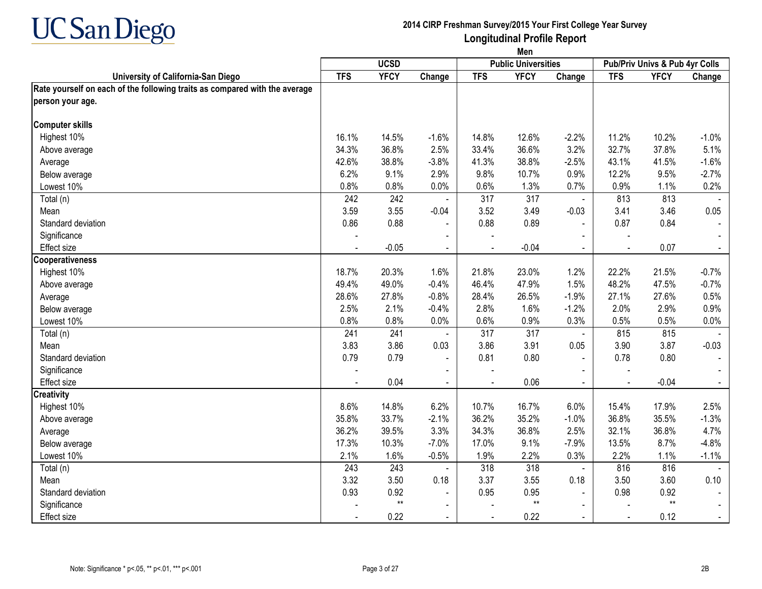# 2014 CIRP Freshman Survey/2015 Your First College Year Survey

## Longitudinal Profile Report

**Men**

| University of California-San Diego | UCSD | | | Public Universities | | | Pub/Priv Univs & Pub 4yr Colls | | |
|---|---|---|---|---|---|---|---|---|---|
| | TFS | YFCY | Change | TFS | YFCY | Change | TFS | YFCY | Change |
| **Rate yourself on each of the following traits as compared with the average person your age.** | | | | | | | | | |
| **Computer skills** | | | | | | | | | |
| Highest 10% | 16.1% | 14.5% | -1.6% | 14.8% | 12.6% | -2.2% | 11.2% | 10.2% | -1.0% |
| Above average | 34.3% | 36.8% | 2.5% | 33.4% | 36.6% | 3.2% | 32.7% | 37.8% | 5.1% |
| Average | 42.6% | 38.8% | -3.8% | 41.3% | 38.8% | -2.5% | 43.1% | 41.5% | -1.6% |
| Below average | 6.2% | 9.1% | 2.9% | 9.8% | 10.7% | 0.9% | 12.2% | 9.5% | -2.7% |
| Lowest 10% | 0.8% | 0.8% | 0.0% | 0.6% | 1.3% | 0.7% | 0.9% | 1.1% | 0.2% |
| Total (n) | 242 | 242 | - | 317 | 317 | - | 813 | 813 | - |
| Mean | 3.59 | 3.55 | -0.04 | 3.52 | 3.49 | -0.03 | 3.41 | 3.46 | 0.05 |
| Standard deviation | 0.86 | 0.88 | - | 0.88 | 0.89 | - | 0.87 | 0.84 | - |
| Significance | - | | - | - | | - | - | | - |
| Effect size | - | -0.05 | - | - | -0.04 | - | - | 0.07 | - |
| **Cooperativeness** | | | | | | | | | |
| Highest 10% | 18.7% | 20.3% | 1.6% | 21.8% | 23.0% | 1.2% | 22.2% | 21.5% | -0.7% |
| Above average | 49.4% | 49.0% | -0.4% | 46.4% | 47.9% | 1.5% | 48.2% | 47.5% | -0.7% |
| Average | 28.6% | 27.8% | -0.8% | 28.4% | 26.5% | -1.9% | 27.1% | 27.6% | 0.5% |
| Below average | 2.5% | 2.1% | -0.4% | 2.8% | 1.6% | -1.2% | 2.0% | 2.9% | 0.9% |
| Lowest 10% | 0.8% | 0.8% | 0.0% | 0.6% | 0.9% | 0.3% | 0.5% | 0.5% | 0.0% |
| Total (n) | 241 | 241 | - | 317 | 317 | - | 815 | 815 | - |
| Mean | 3.83 | 3.86 | 0.03 | 3.86 | 3.91 | 0.05 | 3.90 | 3.87 | -0.03 |
| Standard deviation | 0.79 | 0.79 | - | 0.81 | 0.80 | - | 0.78 | 0.80 | - |
| Significance | - | | - | - | | - | - | | - |
| Effect size | - | 0.04 | - | - | 0.06 | - | - | -0.04 | - |
| **Creativity** | | | | | | | | | |
| Highest 10% | 8.6% | 14.8% | 6.2% | 10.7% | 16.7% | 6.0% | 15.4% | 17.9% | 2.5% |
| Above average | 35.8% | 33.7% | -2.1% | 36.2% | 35.2% | -1.0% | 36.8% | 35.5% | -1.3% |
| Average | 36.2% | 39.5% | 3.3% | 34.3% | 36.8% | 2.5% | 32.1% | 36.8% | 4.7% |
| Below average | 17.3% | 10.3% | -7.0% | 17.0% | 9.1% | -7.9% | 13.5% | 8.7% | -4.8% |
| Lowest 10% | 2.1% | 1.6% | -0.5% | 1.9% | 2.2% | 0.3% | 2.2% | 1.1% | -1.1% |
| Total (n) | 243 | 243 | - | 318 | 318 | - | 816 | 816 | - |
| Mean | 3.32 | 3.50 | 0.18 | 3.37 | 3.55 | 0.18 | 3.50 | 3.60 | 0.10 |
| Standard deviation | 0.93 | 0.92 | - | 0.95 | 0.95 | - | 0.98 | 0.92 | - |
| Significance | - | ** | - | - | ** | - | - | ** | - |
| Effect size | - | 0.22 | - | - | 0.22 | - | - | 0.12 | - |

Note: Significance * p<.05, ** p<.01, *** p<.001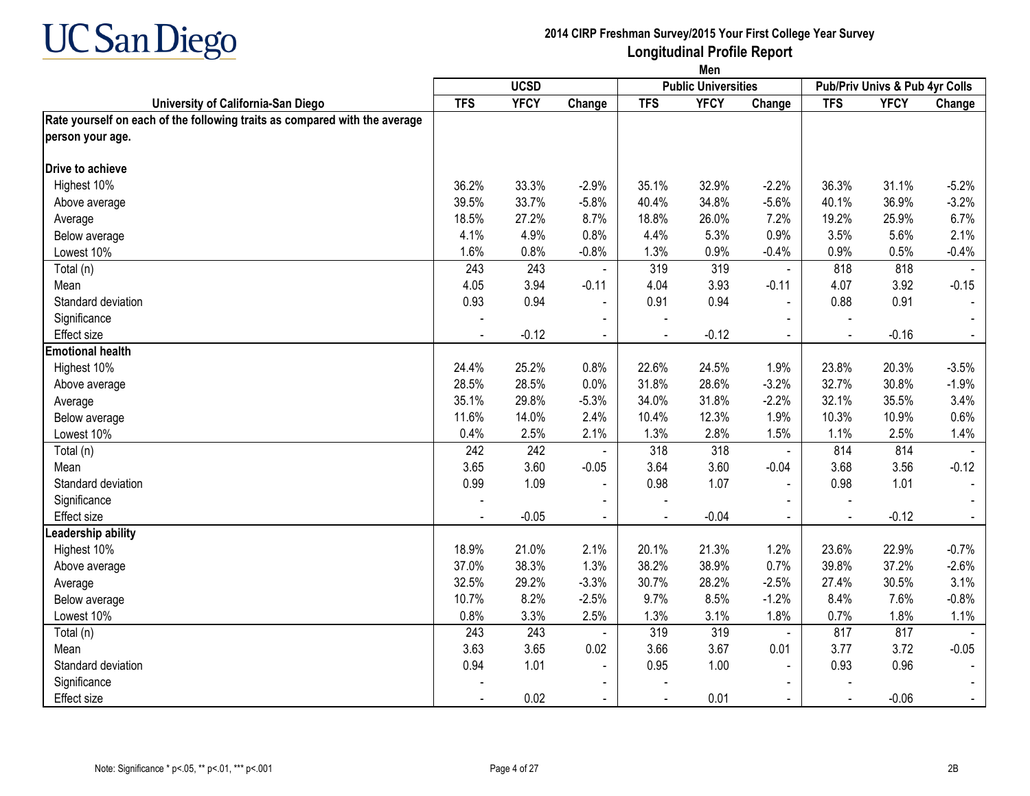**UC San Diego**

**2014 CIRP Freshman Survey/2015 Your First College Year Survey**

**Longitudinal Profile Report**

**Men**

| University of California-San Diego | UCSD | | | Public Universities | | | Pub/Priv Univs & Pub 4yr Colls | | |
|---|---|---|---|---|---|---|---|---|---|
| | TFS | YFCY | Change | TFS | YFCY | Change | TFS | YFCY | Change |
| **Rate yourself on each of the following traits as compared with the average person your age.** | | | | | | | | | |
| **Drive to achieve** | | | | | | | | | |
| Highest 10% | 36.2% | 33.3% | -2.9% | 35.1% | 32.9% | -2.2% | 36.3% | 31.1% | -5.2% |
| Above average | 39.5% | 33.7% | -5.8% | 40.4% | 34.8% | -5.6% | 40.1% | 36.9% | -3.2% |
| Average | 18.5% | 27.2% | 8.7% | 18.8% | 26.0% | 7.2% | 19.2% | 25.9% | 6.7% |
| Below average | 4.1% | 4.9% | 0.8% | 4.4% | 5.3% | 0.9% | 3.5% | 5.6% | 2.1% |
| Lowest 10% | 1.6% | 0.8% | -0.8% | 1.3% | 0.9% | -0.4% | 0.9% | 0.5% | -0.4% |
| Total (n) | 243 | 243 | - | 319 | 319 | - | 818 | 818 | - |
| Mean | 4.05 | 3.94 | -0.11 | 4.04 | 3.93 | -0.11 | 4.07 | 3.92 | -0.15 |
| Standard deviation | 0.93 | 0.94 | - | 0.91 | 0.94 | - | 0.88 | 0.91 | - |
| Significance | - | | - | - | | - | - | | - |
| Effect size | - | -0.12 | - | - | -0.12 | - | - | -0.16 | - |
| **Emotional health** | | | | | | | | | |
| Highest 10% | 24.4% | 25.2% | 0.8% | 22.6% | 24.5% | 1.9% | 23.8% | 20.3% | -3.5% |
| Above average | 28.5% | 28.5% | 0.0% | 31.8% | 28.6% | -3.2% | 32.7% | 30.8% | -1.9% |
| Average | 35.1% | 29.8% | -5.3% | 34.0% | 31.8% | -2.2% | 32.1% | 35.5% | 3.4% |
| Below average | 11.6% | 14.0% | 2.4% | 10.4% | 12.3% | 1.9% | 10.3% | 10.9% | 0.6% |
| Lowest 10% | 0.4% | 2.5% | 2.1% | 1.3% | 2.8% | 1.5% | 1.1% | 2.5% | 1.4% |
| Total (n) | 242 | 242 | - | 318 | 318 | - | 814 | 814 | - |
| Mean | 3.65 | 3.60 | -0.05 | 3.64 | 3.60 | -0.04 | 3.68 | 3.56 | -0.12 |
| Standard deviation | 0.99 | 1.09 | - | 0.98 | 1.07 | - | 0.98 | 1.01 | - |
| Significance | - | | - | - | | - | - | | - |
| Effect size | - | -0.05 | - | - | -0.04 | - | - | -0.12 | - |
| **Leadership ability** | | | | | | | | | |
| Highest 10% | 18.9% | 21.0% | 2.1% | 20.1% | 21.3% | 1.2% | 23.6% | 22.9% | -0.7% |
| Above average | 37.0% | 38.3% | 1.3% | 38.2% | 38.9% | 0.7% | 39.8% | 37.2% | -2.6% |
| Average | 32.5% | 29.2% | -3.3% | 30.7% | 28.2% | -2.5% | 27.4% | 30.5% | 3.1% |
| Below average | 10.7% | 8.2% | -2.5% | 9.7% | 8.5% | -1.2% | 8.4% | 7.6% | -0.8% |
| Lowest 10% | 0.8% | 3.3% | 2.5% | 1.3% | 3.1% | 1.8% | 0.7% | 1.8% | 1.1% |
| Total (n) | 243 | 243 | - | 319 | 319 | - | 817 | 817 | - |
| Mean | 3.63 | 3.65 | 0.02 | 3.66 | 3.67 | 0.01 | 3.77 | 3.72 | -0.05 |
| Standard deviation | 0.94 | 1.01 | - | 0.95 | 1.00 | - | 0.93 | 0.96 | - |
| Significance | - | | - | - | | - | - | | - |
| Effect size | - | 0.02 | - | - | 0.01 | - | - | -0.06 | - |

Note: Significance * p<.05, ** p<.01, *** p<.001

2B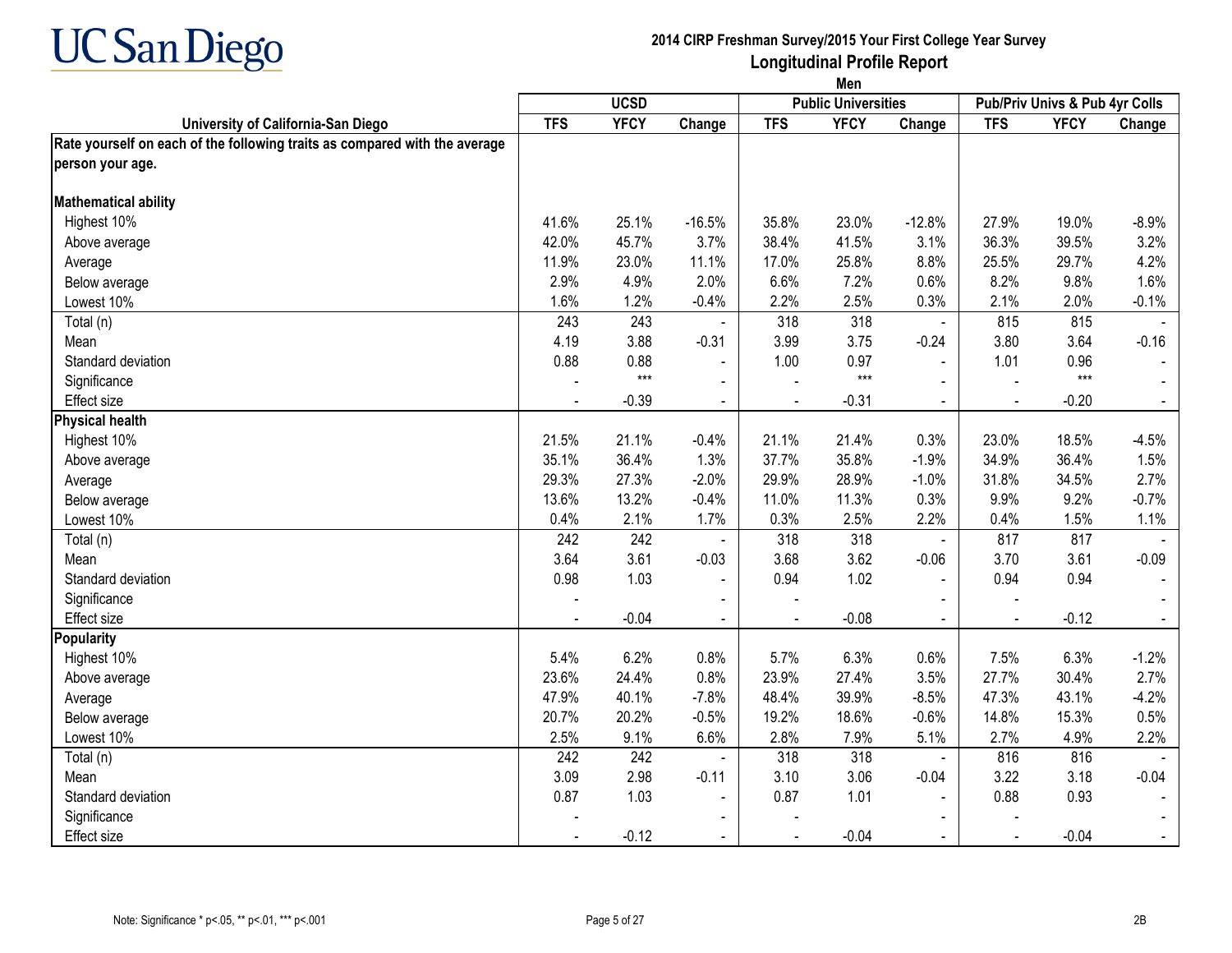# 2014 CIRP Freshman Survey/2015 Your First College Year Survey

## Longitudinal Profile Report

### Men

| University of California-San Diego | UCSD | | | Public Universities | | | Pub/Priv Univs & Pub 4yr Colls | | |
|---|---|---|---|---|---|---|---|---|---|
| | TFS | YFCY | Change | TFS | YFCY | Change | TFS | YFCY | Change |
| **Rate yourself on each of the following traits as compared with the average person your age.** | | | | | | | | | |
| **Mathematical ability** | | | | | | | | | |
| Highest 10% | 41.6% | 25.1% | -16.5% | 35.8% | 23.0% | -12.8% | 27.9% | 19.0% | -8.9% |
| Above average | 42.0% | 45.7% | 3.7% | 38.4% | 41.5% | 3.1% | 36.3% | 39.5% | 3.2% |
| Average | 11.9% | 23.0% | 11.1% | 17.0% | 25.8% | 8.8% | 25.5% | 29.7% | 4.2% |
| Below average | 2.9% | 4.9% | 2.0% | 6.6% | 7.2% | 0.6% | 8.2% | 9.8% | 1.6% |
| Lowest 10% | 1.6% | 1.2% | -0.4% | 2.2% | 2.5% | 0.3% | 2.1% | 2.0% | -0.1% |
| Total (n) | 243 | 243 | - | 318 | 318 | - | 815 | 815 | - |
| Mean | 4.19 | 3.88 | -0.31 | 3.99 | 3.75 | -0.24 | 3.80 | 3.64 | -0.16 |
| Standard deviation | 0.88 | 0.88 | - | 1.00 | 0.97 | - | 1.01 | 0.96 | - |
| Significance | - | *** | - | - | *** | - | - | *** | - |
| Effect size | - | -0.39 | - | - | -0.31 | - | - | -0.20 | - |
| **Physical health** | | | | | | | | | |
| Highest 10% | 21.5% | 21.1% | -0.4% | 21.1% | 21.4% | 0.3% | 23.0% | 18.5% | -4.5% |
| Above average | 35.1% | 36.4% | 1.3% | 37.7% | 35.8% | -1.9% | 34.9% | 36.4% | 1.5% |
| Average | 29.3% | 27.3% | -2.0% | 29.9% | 28.9% | -1.0% | 31.8% | 34.5% | 2.7% |
| Below average | 13.6% | 13.2% | -0.4% | 11.0% | 11.3% | 0.3% | 9.9% | 9.2% | -0.7% |
| Lowest 10% | 0.4% | 2.1% | 1.7% | 0.3% | 2.5% | 2.2% | 0.4% | 1.5% | 1.1% |
| Total (n) | 242 | 242 | - | 318 | 318 | - | 817 | 817 | - |
| Mean | 3.64 | 3.61 | -0.03 | 3.68 | 3.62 | -0.06 | 3.70 | 3.61 | -0.09 |
| Standard deviation | 0.98 | 1.03 | - | 0.94 | 1.02 | - | 0.94 | 0.94 | - |
| Significance | - | | - | - | | - | - | | - |
| Effect size | - | -0.04 | - | - | -0.08 | - | - | -0.12 | - |
| **Popularity** | | | | | | | | | |
| Highest 10% | 5.4% | 6.2% | 0.8% | 5.7% | 6.3% | 0.6% | 7.5% | 6.3% | -1.2% |
| Above average | 23.6% | 24.4% | 0.8% | 23.9% | 27.4% | 3.5% | 27.7% | 30.4% | 2.7% |
| Average | 47.9% | 40.1% | -7.8% | 48.4% | 39.9% | -8.5% | 47.3% | 43.1% | -4.2% |
| Below average | 20.7% | 20.2% | -0.5% | 19.2% | 18.6% | -0.6% | 14.8% | 15.3% | 0.5% |
| Lowest 10% | 2.5% | 9.1% | 6.6% | 2.8% | 7.9% | 5.1% | 2.7% | 4.9% | 2.2% |
| Total (n) | 242 | 242 | - | 318 | 318 | - | 816 | 816 | - |
| Mean | 3.09 | 2.98 | -0.11 | 3.10 | 3.06 | -0.04 | 3.22 | 3.18 | -0.04 |
| Standard deviation | 0.87 | 1.03 | - | 0.87 | 1.01 | - | 0.88 | 0.93 | - |
| Significance | - | | - | - | | - | - | | - |
| Effect size | - | -0.12 | - | - | -0.04 | - | - | -0.04 | - |

Note: Significance * p<.05, ** p<.01, *** p<.001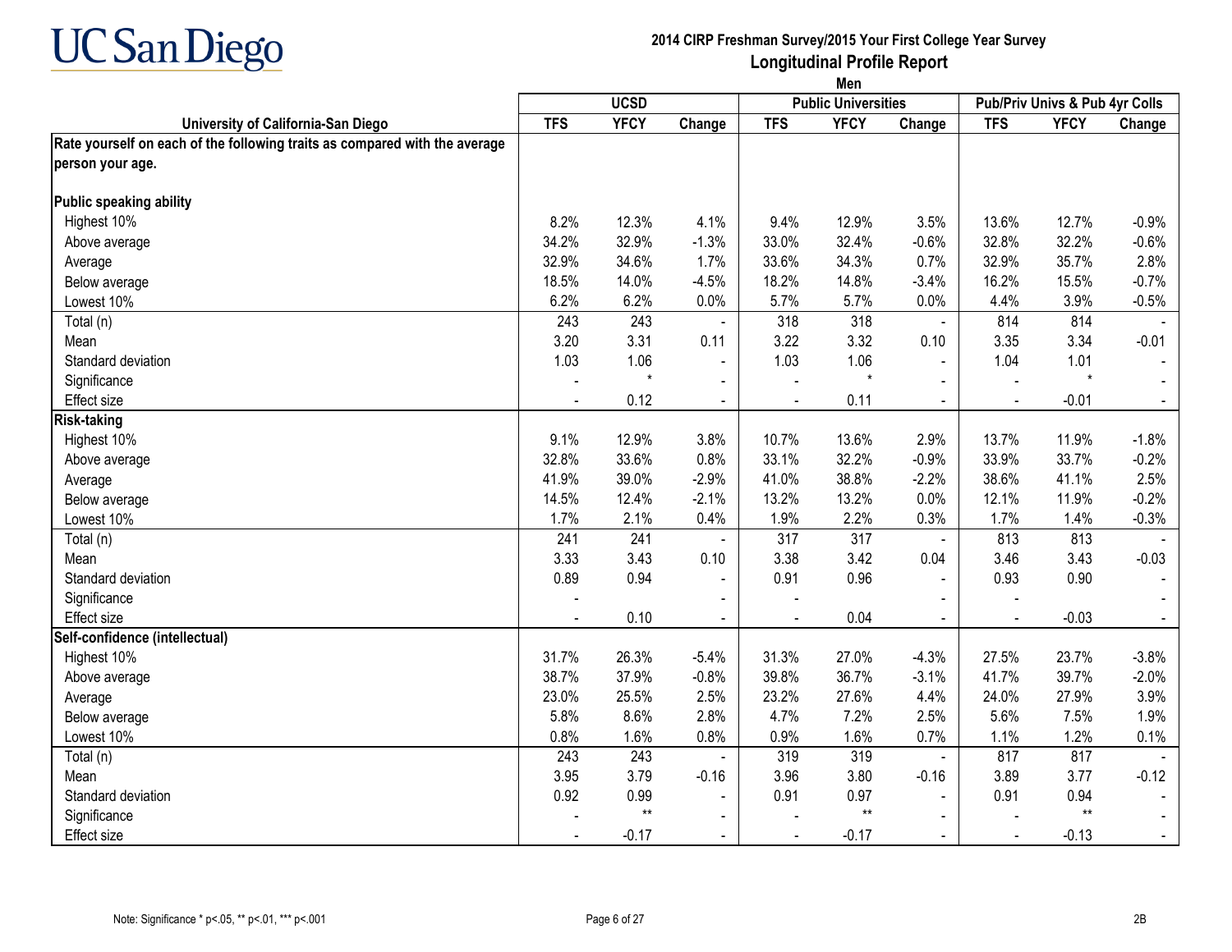**UC San Diego**

**2014 CIRP Freshman Survey/2015 Your First College Year Survey**
**Longitudinal Profile Report**
**Men**

| University of California-San Diego | UCSD | | | Public Universities | | | Pub/Priv Univs & Pub 4yr Colls | | |
|---|---|---|---|---|---|---|---|---|---|
| | TFS | YFCY | Change | TFS | YFCY | Change | TFS | YFCY | Change |
| **Rate yourself on each of the following traits as compared with the average person your age.** | | | | | | | | | |
| **Public speaking ability** | | | | | | | | | |
| Highest 10% | 8.2% | 12.3% | 4.1% | 9.4% | 12.9% | 3.5% | 13.6% | 12.7% | -0.9% |
| Above average | 34.2% | 32.9% | -1.3% | 33.0% | 32.4% | -0.6% | 32.8% | 32.2% | -0.6% |
| Average | 32.9% | 34.6% | 1.7% | 33.6% | 34.3% | 0.7% | 32.9% | 35.7% | 2.8% |
| Below average | 18.5% | 14.0% | -4.5% | 18.2% | 14.8% | -3.4% | 16.2% | 15.5% | -0.7% |
| Lowest 10% | 6.2% | 6.2% | 0.0% | 5.7% | 5.7% | 0.0% | 4.4% | 3.9% | -0.5% |
| Total (n) | 243 | 243 | - | 318 | 318 | - | 814 | 814 | - |
| Mean | 3.20 | 3.31 | 0.11 | 3.22 | 3.32 | 0.10 | 3.35 | 3.34 | -0.01 |
| Standard deviation | 1.03 | 1.06 | - | 1.03 | 1.06 | - | 1.04 | 1.01 | - |
| Significance | - | * | - | - | * | - | - | * | - |
| Effect size | - | 0.12 | - | - | 0.11 | - | - | -0.01 | - |
| **Risk-taking** | | | | | | | | | |
| Highest 10% | 9.1% | 12.9% | 3.8% | 10.7% | 13.6% | 2.9% | 13.7% | 11.9% | -1.8% |
| Above average | 32.8% | 33.6% | 0.8% | 33.1% | 32.2% | -0.9% | 33.9% | 33.7% | -0.2% |
| Average | 41.9% | 39.0% | -2.9% | 41.0% | 38.8% | -2.2% | 38.6% | 41.1% | 2.5% |
| Below average | 14.5% | 12.4% | -2.1% | 13.2% | 13.2% | 0.0% | 12.1% | 11.9% | -0.2% |
| Lowest 10% | 1.7% | 2.1% | 0.4% | 1.9% | 2.2% | 0.3% | 1.7% | 1.4% | -0.3% |
| Total (n) | 241 | 241 | - | 317 | 317 | - | 813 | 813 | - |
| Mean | 3.33 | 3.43 | 0.10 | 3.38 | 3.42 | 0.04 | 3.46 | 3.43 | -0.03 |
| Standard deviation | 0.89 | 0.94 | - | 0.91 | 0.96 | - | 0.93 | 0.90 | - |
| Significance | - | | - | - | | - | - | | - |
| Effect size | - | 0.10 | - | - | 0.04 | - | - | -0.03 | - |
| **Self-confidence (intellectual)** | | | | | | | | | |
| Highest 10% | 31.7% | 26.3% | -5.4% | 31.3% | 27.0% | -4.3% | 27.5% | 23.7% | -3.8% |
| Above average | 38.7% | 37.9% | -0.8% | 39.8% | 36.7% | -3.1% | 41.7% | 39.7% | -2.0% |
| Average | 23.0% | 25.5% | 2.5% | 23.2% | 27.6% | 4.4% | 24.0% | 27.9% | 3.9% |
| Below average | 5.8% | 8.6% | 2.8% | 4.7% | 7.2% | 2.5% | 5.6% | 7.5% | 1.9% |
| Lowest 10% | 0.8% | 1.6% | 0.8% | 0.9% | 1.6% | 0.7% | 1.1% | 1.2% | 0.1% |
| Total (n) | 243 | 243 | - | 319 | 319 | - | 817 | 817 | - |
| Mean | 3.95 | 3.79 | -0.16 | 3.96 | 3.80 | -0.16 | 3.89 | 3.77 | -0.12 |
| Standard deviation | 0.92 | 0.99 | - | 0.91 | 0.97 | - | 0.91 | 0.94 | - |
| Significance | - | ** | - | - | ** | - | - | ** | - |
| Effect size | - | -0.17 | - | - | -0.17 | - | - | -0.13 | - |

Note: Significance * p<.05, ** p<.01, *** p<.001

2B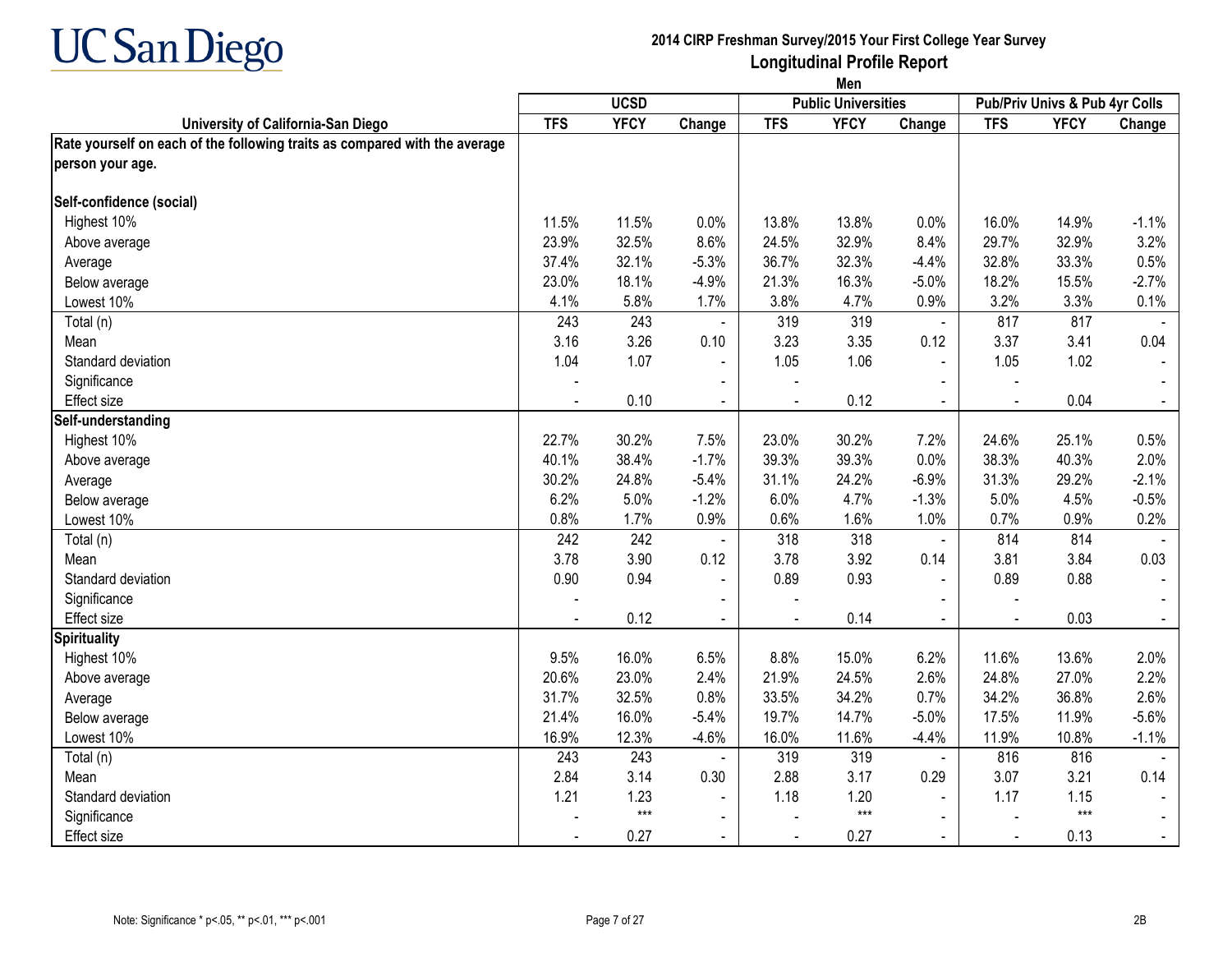# UC San Diego

**2014 CIRP Freshman Survey/2015 Your First College Year Survey**

**Longitudinal Profile Report**

**Men**

| University of California-San Diego | UCSD | | | Public Universities | | | Pub/Priv Univs & Pub 4yr Colls | | |
|---|---|---|---|---|---|---|---|---|---|
| | TFS | YFCY | Change | TFS | YFCY | Change | TFS | YFCY | Change |
| **Rate yourself on each of the following traits as compared with the average person your age.** | | | | | | | | | |
| **Self-confidence (social)** | | | | | | | | | |
| Highest 10% | 11.5% | 11.5% | 0.0% | 13.8% | 13.8% | 0.0% | 16.0% | 14.9% | -1.1% |
| Above average | 23.9% | 32.5% | 8.6% | 24.5% | 32.9% | 8.4% | 29.7% | 32.9% | 3.2% |
| Average | 37.4% | 32.1% | -5.3% | 36.7% | 32.3% | -4.4% | 32.8% | 33.3% | 0.5% |
| Below average | 23.0% | 18.1% | -4.9% | 21.3% | 16.3% | -5.0% | 18.2% | 15.5% | -2.7% |
| Lowest 10% | 4.1% | 5.8% | 1.7% | 3.8% | 4.7% | 0.9% | 3.2% | 3.3% | 0.1% |
| Total (n) | 243 | 243 | - | 319 | 319 | - | 817 | 817 | - |
| Mean | 3.16 | 3.26 | 0.10 | 3.23 | 3.35 | 0.12 | 3.37 | 3.41 | 0.04 |
| Standard deviation | 1.04 | 1.07 | - | 1.05 | 1.06 | - | 1.05 | 1.02 | - |
| Significance | - | | - | - | | - | - | | - |
| Effect size | - | 0.10 | - | - | 0.12 | - | - | 0.04 | - |
| **Self-understanding** | | | | | | | | | |
| Highest 10% | 22.7% | 30.2% | 7.5% | 23.0% | 30.2% | 7.2% | 24.6% | 25.1% | 0.5% |
| Above average | 40.1% | 38.4% | -1.7% | 39.3% | 39.3% | 0.0% | 38.3% | 40.3% | 2.0% |
| Average | 30.2% | 24.8% | -5.4% | 31.1% | 24.2% | -6.9% | 31.3% | 29.2% | -2.1% |
| Below average | 6.2% | 5.0% | -1.2% | 6.0% | 4.7% | -1.3% | 5.0% | 4.5% | -0.5% |
| Lowest 10% | 0.8% | 1.7% | 0.9% | 0.6% | 1.6% | 1.0% | 0.7% | 0.9% | 0.2% |
| Total (n) | 242 | 242 | - | 318 | 318 | - | 814 | 814 | - |
| Mean | 3.78 | 3.90 | 0.12 | 3.78 | 3.92 | 0.14 | 3.81 | 3.84 | 0.03 |
| Standard deviation | 0.90 | 0.94 | - | 0.89 | 0.93 | - | 0.89 | 0.88 | - |
| Significance | - | | - | - | | - | - | | - |
| Effect size | - | 0.12 | - | - | 0.14 | - | - | 0.03 | - |
| **Spirituality** | | | | | | | | | |
| Highest 10% | 9.5% | 16.0% | 6.5% | 8.8% | 15.0% | 6.2% | 11.6% | 13.6% | 2.0% |
| Above average | 20.6% | 23.0% | 2.4% | 21.9% | 24.5% | 2.6% | 24.8% | 27.0% | 2.2% |
| Average | 31.7% | 32.5% | 0.8% | 33.5% | 34.2% | 0.7% | 34.2% | 36.8% | 2.6% |
| Below average | 21.4% | 16.0% | -5.4% | 19.7% | 14.7% | -5.0% | 17.5% | 11.9% | -5.6% |
| Lowest 10% | 16.9% | 12.3% | -4.6% | 16.0% | 11.6% | -4.4% | 11.9% | 10.8% | -1.1% |
| Total (n) | 243 | 243 | - | 319 | 319 | - | 816 | 816 | - |
| Mean | 2.84 | 3.14 | 0.30 | 2.88 | 3.17 | 0.29 | 3.07 | 3.21 | 0.14 |
| Standard deviation | 1.21 | 1.23 | - | 1.18 | 1.20 | - | 1.17 | 1.15 | - |
| Significance | - | *** | - | - | *** | - | - | *** | - |
| Effect size | - | 0.27 | - | - | 0.27 | - | - | 0.13 | - |

Note: Significance * p<.05, ** p<.01, *** p<.001

2B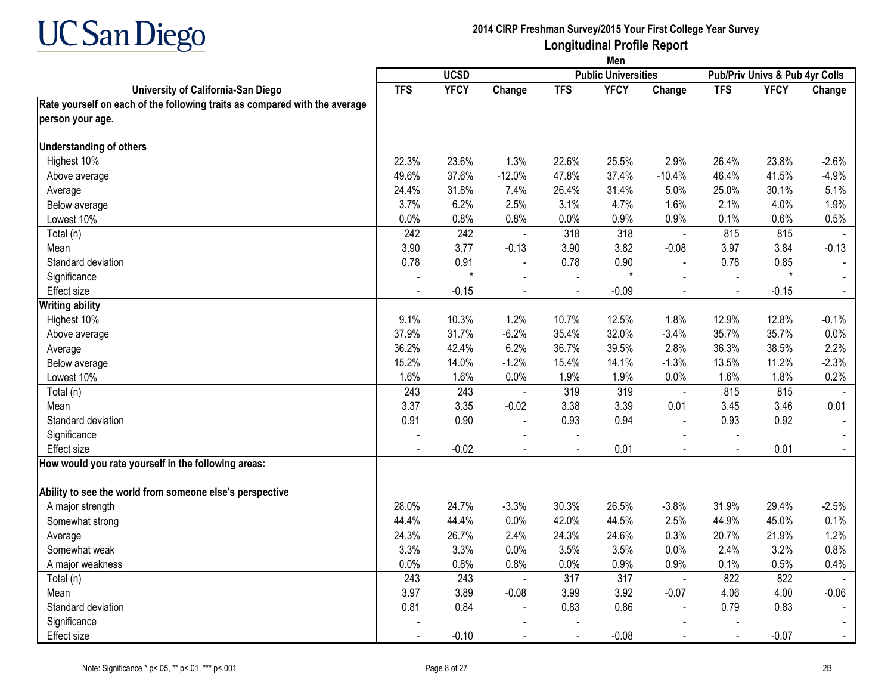# UC San Diego

## 2014 CIRP Freshman Survey/2015 Your First College Year Survey
## Longitudinal Profile Report
### Men

| University of California-San Diego | UCSD | | | Public Universities | | | Pub/Priv Univs & Pub 4yr Colls | | |
|---|---|---|---|---|---|---|---|---|---|
| | TFS | YFCY | Change | TFS | YFCY | Change | TFS | YFCY | Change |
| **Rate yourself on each of the following traits as compared with the average person your age.** | | | | | | | | | |
| **Understanding of others** | | | | | | | | | |
| Highest 10% | 22.3% | 23.6% | 1.3% | 22.6% | 25.5% | 2.9% | 26.4% | 23.8% | -2.6% |
| Above average | 49.6% | 37.6% | -12.0% | 47.8% | 37.4% | -10.4% | 46.4% | 41.5% | -4.9% |
| Average | 24.4% | 31.8% | 7.4% | 26.4% | 31.4% | 5.0% | 25.0% | 30.1% | 5.1% |
| Below average | 3.7% | 6.2% | 2.5% | 3.1% | 4.7% | 1.6% | 2.1% | 4.0% | 1.9% |
| Lowest 10% | 0.0% | 0.8% | 0.8% | 0.0% | 0.9% | 0.9% | 0.1% | 0.6% | 0.5% |
| Total (n) | 242 | 242 | - | 318 | 318 | - | 815 | 815 | - |
| Mean | 3.90 | 3.77 | -0.13 | 3.90 | 3.82 | -0.08 | 3.97 | 3.84 | -0.13 |
| Standard deviation | 0.78 | 0.91 | - | 0.78 | 0.90 | - | 0.78 | 0.85 | - |
| Significance | - | * | - | - | * | - | - | * | - |
| Effect size | - | -0.15 | - | - | -0.09 | - | - | -0.15 | - |
| **Writing ability** | | | | | | | | | |
| Highest 10% | 9.1% | 10.3% | 1.2% | 10.7% | 12.5% | 1.8% | 12.9% | 12.8% | -0.1% |
| Above average | 37.9% | 31.7% | -6.2% | 35.4% | 32.0% | -3.4% | 35.7% | 35.7% | 0.0% |
| Average | 36.2% | 42.4% | 6.2% | 36.7% | 39.5% | 2.8% | 36.3% | 38.5% | 2.2% |
| Below average | 15.2% | 14.0% | -1.2% | 15.4% | 14.1% | -1.3% | 13.5% | 11.2% | -2.3% |
| Lowest 10% | 1.6% | 1.6% | 0.0% | 1.9% | 1.9% | 0.0% | 1.6% | 1.8% | 0.2% |
| Total (n) | 243 | 243 | - | 319 | 319 | - | 815 | 815 | - |
| Mean | 3.37 | 3.35 | -0.02 | 3.38 | 3.39 | 0.01 | 3.45 | 3.46 | 0.01 |
| Standard deviation | 0.91 | 0.90 | - | 0.93 | 0.94 | - | 0.93 | 0.92 | - |
| Significance | - | | - | - | | - | - | | - |
| Effect size | - | -0.02 | - | - | 0.01 | - | - | 0.01 | - |
| **How would you rate yourself in the following areas:** | | | | | | | | | |
| **Ability to see the world from someone else's perspective** | | | | | | | | | |
| A major strength | 28.0% | 24.7% | -3.3% | 30.3% | 26.5% | -3.8% | 31.9% | 29.4% | -2.5% |
| Somewhat strong | 44.4% | 44.4% | 0.0% | 42.0% | 44.5% | 2.5% | 44.9% | 45.0% | 0.1% |
| Average | 24.3% | 26.7% | 2.4% | 24.3% | 24.6% | 0.3% | 20.7% | 21.9% | 1.2% |
| Somewhat weak | 3.3% | 3.3% | 0.0% | 3.5% | 3.5% | 0.0% | 2.4% | 3.2% | 0.8% |
| A major weakness | 0.0% | 0.8% | 0.8% | 0.0% | 0.9% | 0.9% | 0.1% | 0.5% | 0.4% |
| Total (n) | 243 | 243 | - | 317 | 317 | - | 822 | 822 | - |
| Mean | 3.97 | 3.89 | -0.08 | 3.99 | 3.92 | -0.07 | 4.06 | 4.00 | -0.06 |
| Standard deviation | 0.81 | 0.84 | - | 0.83 | 0.86 | - | 0.79 | 0.83 | - |
| Significance | - | | - | - | | - | - | | - |
| Effect size | - | -0.10 | - | - | -0.08 | - | - | -0.07 | - |

Note: Significance * p<.05, ** p<.01, *** p<.001

2B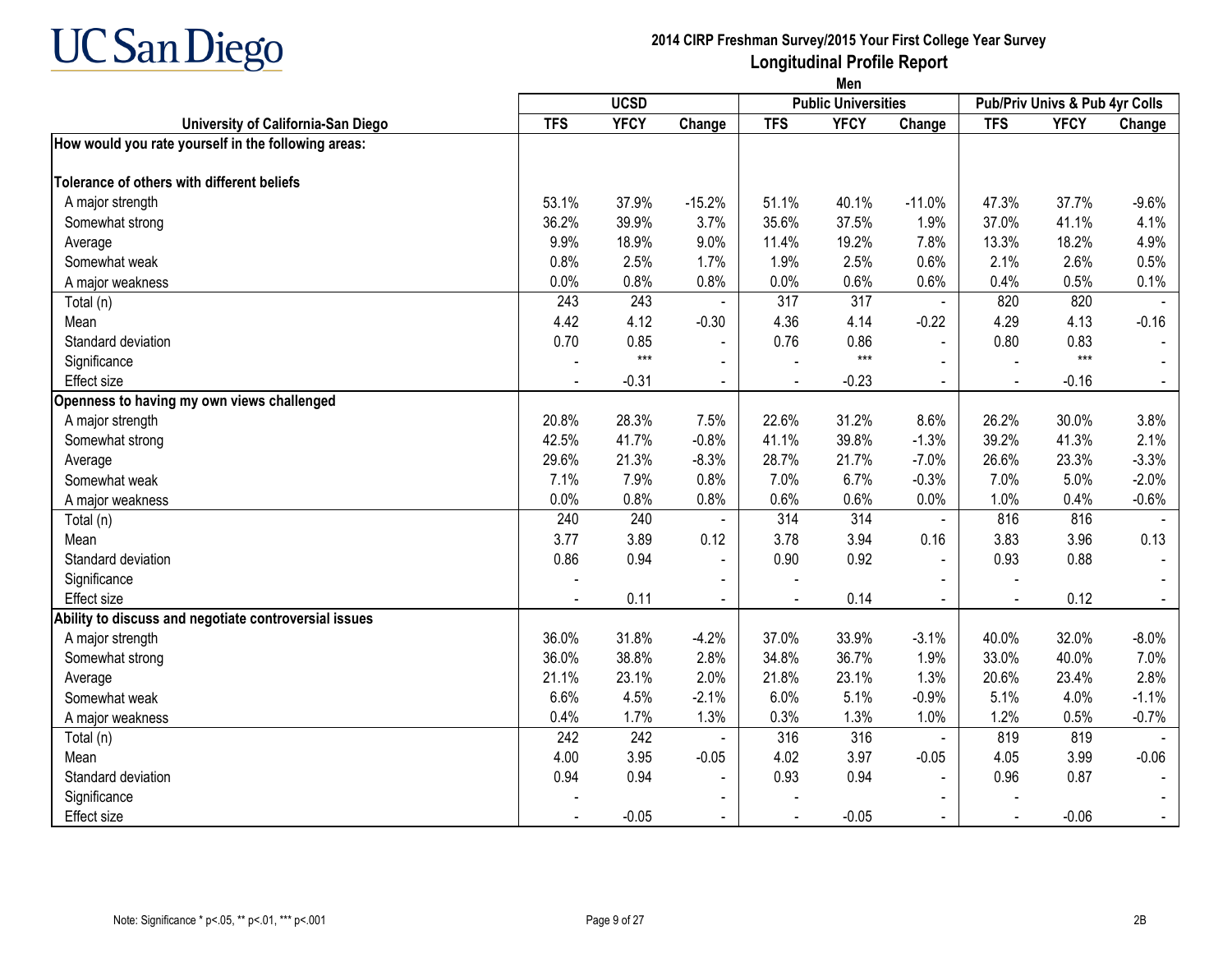# 2014 CIRP Freshman Survey/2015 Your First College Year Survey

## Longitudinal Profile Report

### Men

| University of California-San Diego | UCSD | | | Public Universities | | | Pub/Priv Univs & Pub 4yr Colls | | |
|---|---|---|---|---|---|---|---|---|---|
| | TFS | YFCY | Change | TFS | YFCY | Change | TFS | YFCY | Change |
| **How would you rate yourself in the following areas:** | | | | | | | | | |
| **Tolerance of others with different beliefs** | | | | | | | | | |
| A major strength | 53.1% | 37.9% | -15.2% | 51.1% | 40.1% | -11.0% | 47.3% | 37.7% | -9.6% |
| Somewhat strong | 36.2% | 39.9% | 3.7% | 35.6% | 37.5% | 1.9% | 37.0% | 41.1% | 4.1% |
| Average | 9.9% | 18.9% | 9.0% | 11.4% | 19.2% | 7.8% | 13.3% | 18.2% | 4.9% |
| Somewhat weak | 0.8% | 2.5% | 1.7% | 1.9% | 2.5% | 0.6% | 2.1% | 2.6% | 0.5% |
| A major weakness | 0.0% | 0.8% | 0.8% | 0.0% | 0.6% | 0.6% | 0.4% | 0.5% | 0.1% |
| Total (n) | 243 | 243 | - | 317 | 317 | - | 820 | 820 | - |
| Mean | 4.42 | 4.12 | -0.30 | 4.36 | 4.14 | -0.22 | 4.29 | 4.13 | -0.16 |
| Standard deviation | 0.70 | 0.85 | - | 0.76 | 0.86 | - | 0.80 | 0.83 | - |
| Significance | - | *** | - | - | *** | - | - | *** | - |
| Effect size | - | -0.31 | - | - | -0.23 | - | - | -0.16 | - |
| **Openness to having my own views challenged** | | | | | | | | | |
| A major strength | 20.8% | 28.3% | 7.5% | 22.6% | 31.2% | 8.6% | 26.2% | 30.0% | 3.8% |
| Somewhat strong | 42.5% | 41.7% | -0.8% | 41.1% | 39.8% | -1.3% | 39.2% | 41.3% | 2.1% |
| Average | 29.6% | 21.3% | -8.3% | 28.7% | 21.7% | -7.0% | 26.6% | 23.3% | -3.3% |
| Somewhat weak | 7.1% | 7.9% | 0.8% | 7.0% | 6.7% | -0.3% | 7.0% | 5.0% | -2.0% |
| A major weakness | 0.0% | 0.8% | 0.8% | 0.6% | 0.6% | 0.0% | 1.0% | 0.4% | -0.6% |
| Total (n) | 240 | 240 | - | 314 | 314 | - | 816 | 816 | - |
| Mean | 3.77 | 3.89 | 0.12 | 3.78 | 3.94 | 0.16 | 3.83 | 3.96 | 0.13 |
| Standard deviation | 0.86 | 0.94 | - | 0.90 | 0.92 | - | 0.93 | 0.88 | - |
| Significance | - | | - | - | | - | - | | - |
| Effect size | - | 0.11 | - | - | 0.14 | - | - | 0.12 | - |
| **Ability to discuss and negotiate controversial issues** | | | | | | | | | |
| A major strength | 36.0% | 31.8% | -4.2% | 37.0% | 33.9% | -3.1% | 40.0% | 32.0% | -8.0% |
| Somewhat strong | 36.0% | 38.8% | 2.8% | 34.8% | 36.7% | 1.9% | 33.0% | 40.0% | 7.0% |
| Average | 21.1% | 23.1% | 2.0% | 21.8% | 23.1% | 1.3% | 20.6% | 23.4% | 2.8% |
| Somewhat weak | 6.6% | 4.5% | -2.1% | 6.0% | 5.1% | -0.9% | 5.1% | 4.0% | -1.1% |
| A major weakness | 0.4% | 1.7% | 1.3% | 0.3% | 1.3% | 1.0% | 1.2% | 0.5% | -0.7% |
| Total (n) | 242 | 242 | - | 316 | 316 | - | 819 | 819 | - |
| Mean | 4.00 | 3.95 | -0.05 | 4.02 | 3.97 | -0.05 | 4.05 | 3.99 | -0.06 |
| Standard deviation | 0.94 | 0.94 | - | 0.93 | 0.94 | - | 0.96 | 0.87 | - |
| Significance | - | | - | - | | - | - | | - |
| Effect size | - | -0.05 | - | - | -0.05 | - | - | -0.06 | - |

Note: Significance * p<.05, ** p<.01, *** p<.001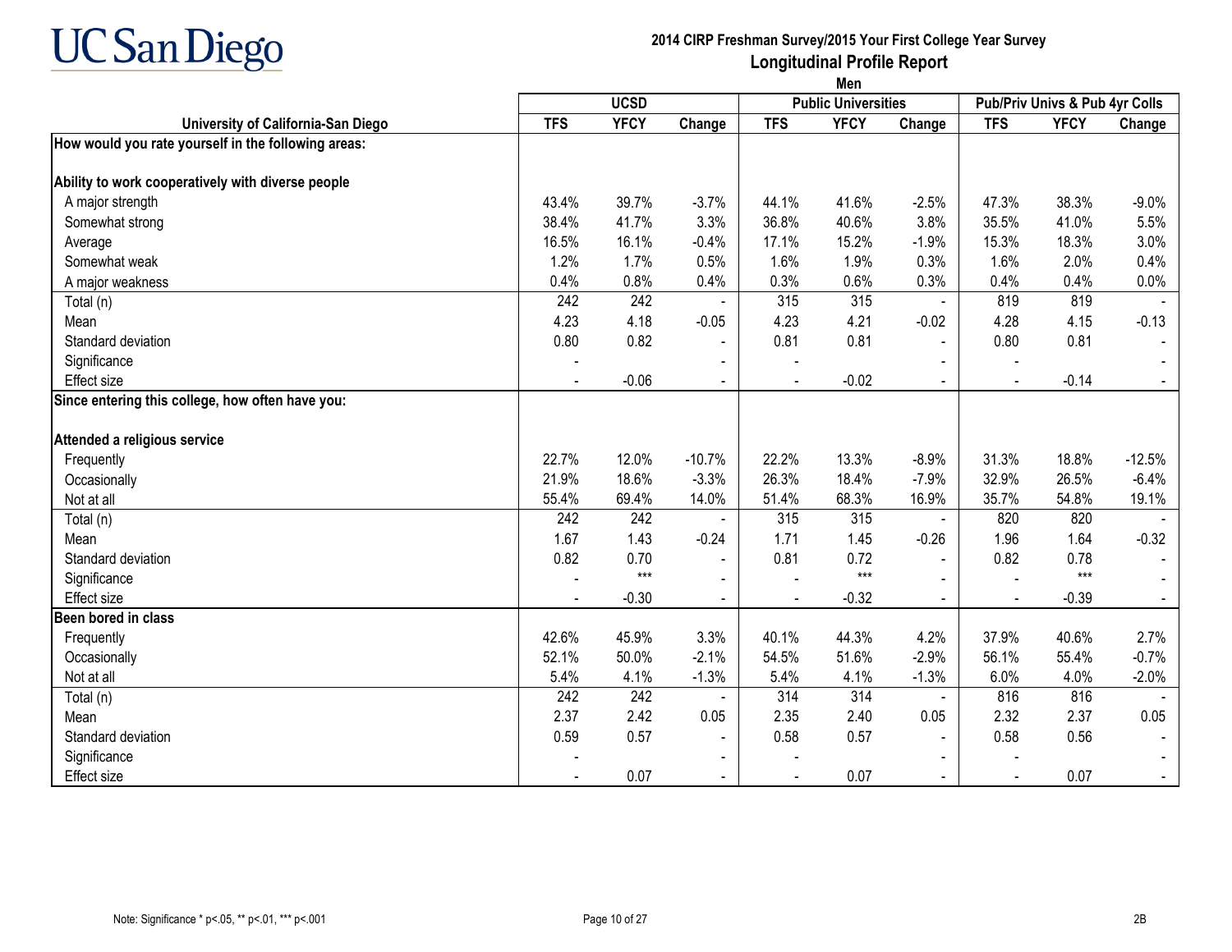# 2014 CIRP Freshman Survey/2015 Your First College Year Survey

## Longitudinal Profile Report

### Men

| University of California-San Diego | UCSD | | | Public Universities | | | Pub/Priv Univs & Pub 4yr Colls | | |
|---|---|---|---|---|---|---|---|---|---|
| | TFS | YFCY | Change | TFS | YFCY | Change | TFS | YFCY | Change |
| **How would you rate yourself in the following areas:** | | | | | | | | | |
| **Ability to work cooperatively with diverse people** | | | | | | | | | |
| A major strength | 43.4% | 39.7% | -3.7% | 44.1% | 41.6% | -2.5% | 47.3% | 38.3% | -9.0% |
| Somewhat strong | 38.4% | 41.7% | 3.3% | 36.8% | 40.6% | 3.8% | 35.5% | 41.0% | 5.5% |
| Average | 16.5% | 16.1% | -0.4% | 17.1% | 15.2% | -1.9% | 15.3% | 18.3% | 3.0% |
| Somewhat weak | 1.2% | 1.7% | 0.5% | 1.6% | 1.9% | 0.3% | 1.6% | 2.0% | 0.4% |
| A major weakness | 0.4% | 0.8% | 0.4% | 0.3% | 0.6% | 0.3% | 0.4% | 0.4% | 0.0% |
| Total (n) | 242 | 242 | - | 315 | 315 | - | 819 | 819 | - |
| Mean | 4.23 | 4.18 | -0.05 | 4.23 | 4.21 | -0.02 | 4.28 | 4.15 | -0.13 |
| Standard deviation | 0.80 | 0.82 | - | 0.81 | 0.81 | - | 0.80 | 0.81 | - |
| Significance | - | | - | - | | - | - | | - |
| Effect size | - | -0.06 | - | - | -0.02 | - | - | -0.14 | - |
| **Since entering this college, how often have you:** | | | | | | | | | |
| **Attended a religious service** | | | | | | | | | |
| Frequently | 22.7% | 12.0% | -10.7% | 22.2% | 13.3% | -8.9% | 31.3% | 18.8% | -12.5% |
| Occasionally | 21.9% | 18.6% | -3.3% | 26.3% | 18.4% | -7.9% | 32.9% | 26.5% | -6.4% |
| Not at all | 55.4% | 69.4% | 14.0% | 51.4% | 68.3% | 16.9% | 35.7% | 54.8% | 19.1% |
| Total (n) | 242 | 242 | - | 315 | 315 | - | 820 | 820 | - |
| Mean | 1.67 | 1.43 | -0.24 | 1.71 | 1.45 | -0.26 | 1.96 | 1.64 | -0.32 |
| Standard deviation | 0.82 | 0.70 | - | 0.81 | 0.72 | - | 0.82 | 0.78 | - |
| Significance | - | *** | - | - | *** | - | - | *** | - |
| Effect size | - | -0.30 | - | - | -0.32 | - | - | -0.39 | - |
| **Been bored in class** | | | | | | | | | |
| Frequently | 42.6% | 45.9% | 3.3% | 40.1% | 44.3% | 4.2% | 37.9% | 40.6% | 2.7% |
| Occasionally | 52.1% | 50.0% | -2.1% | 54.5% | 51.6% | -2.9% | 56.1% | 55.4% | -0.7% |
| Not at all | 5.4% | 4.1% | -1.3% | 5.4% | 4.1% | -1.3% | 6.0% | 4.0% | -2.0% |
| Total (n) | 242 | 242 | - | 314 | 314 | - | 816 | 816 | - |
| Mean | 2.37 | 2.42 | 0.05 | 2.35 | 2.40 | 0.05 | 2.32 | 2.37 | 0.05 |
| Standard deviation | 0.59 | 0.57 | - | 0.58 | 0.57 | - | 0.58 | 0.56 | - |
| Significance | - | | - | - | | - | - | | - |
| Effect size | - | 0.07 | - | - | 0.07 | - | - | 0.07 | - |

Note: Significance * p<.05, ** p<.01, *** p<.001

2B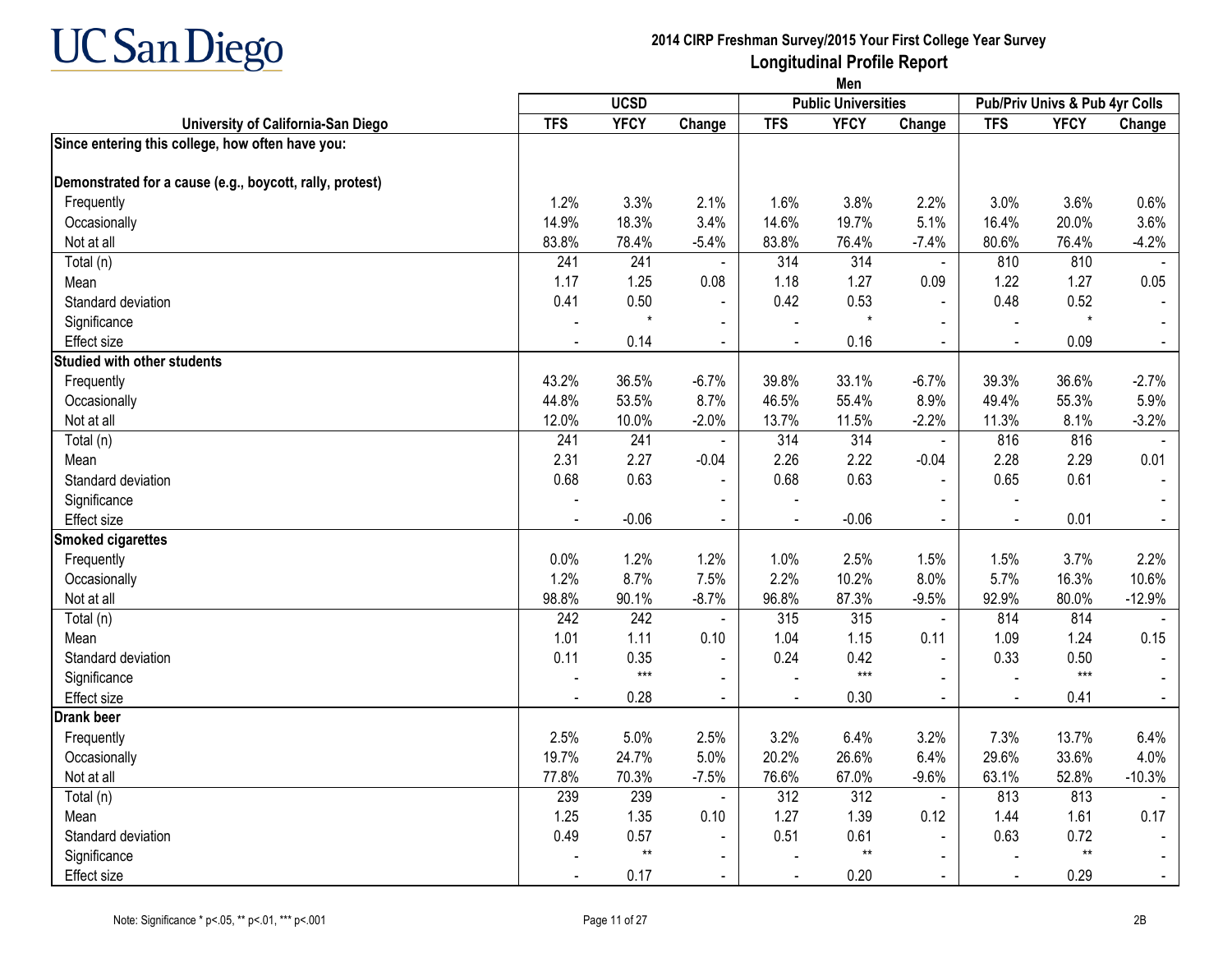# 2014 CIRP Freshman Survey/2015 Your First College Year Survey

## Longitudinal Profile Report

### Men

| University of California-San Diego | UCSD | | | Public Universities | | | Pub/Priv Univs & Pub 4yr Colls | | |
|---|---|---|---|---|---|---|---|---|---|
| | TFS | YFCY | Change | TFS | YFCY | Change | TFS | YFCY | Change |
| **Since entering this college, how often have you:** | | | | | | | | | |
| **Demonstrated for a cause (e.g., boycott, rally, protest)** | | | | | | | | | |
| Frequently | 1.2% | 3.3% | 2.1% | 1.6% | 3.8% | 2.2% | 3.0% | 3.6% | 0.6% |
| Occasionally | 14.9% | 18.3% | 3.4% | 14.6% | 19.7% | 5.1% | 16.4% | 20.0% | 3.6% |
| Not at all | 83.8% | 78.4% | -5.4% | 83.8% | 76.4% | -7.4% | 80.6% | 76.4% | -4.2% |
| Total (n) | 241 | 241 | - | 314 | 314 | - | 810 | 810 | - |
| Mean | 1.17 | 1.25 | 0.08 | 1.18 | 1.27 | 0.09 | 1.22 | 1.27 | 0.05 |
| Standard deviation | 0.41 | 0.50 | - | 0.42 | 0.53 | - | 0.48 | 0.52 | - |
| Significance | - | * | - | - | * | - | - | * | - |
| Effect size | - | 0.14 | - | - | 0.16 | - | - | 0.09 | - |
| **Studied with other students** | | | | | | | | | |
| Frequently | 43.2% | 36.5% | -6.7% | 39.8% | 33.1% | -6.7% | 39.3% | 36.6% | -2.7% |
| Occasionally | 44.8% | 53.5% | 8.7% | 46.5% | 55.4% | 8.9% | 49.4% | 55.3% | 5.9% |
| Not at all | 12.0% | 10.0% | -2.0% | 13.7% | 11.5% | -2.2% | 11.3% | 8.1% | -3.2% |
| Total (n) | 241 | 241 | - | 314 | 314 | - | 816 | 816 | - |
| Mean | 2.31 | 2.27 | -0.04 | 2.26 | 2.22 | -0.04 | 2.28 | 2.29 | 0.01 |
| Standard deviation | 0.68 | 0.63 | - | 0.68 | 0.63 | - | 0.65 | 0.61 | - |
| Significance | - | | - | - | | - | - | | - |
| Effect size | - | -0.06 | - | - | -0.06 | - | - | 0.01 | - |
| **Smoked cigarettes** | | | | | | | | | |
| Frequently | 0.0% | 1.2% | 1.2% | 1.0% | 2.5% | 1.5% | 1.5% | 3.7% | 2.2% |
| Occasionally | 1.2% | 8.7% | 7.5% | 2.2% | 10.2% | 8.0% | 5.7% | 16.3% | 10.6% |
| Not at all | 98.8% | 90.1% | -8.7% | 96.8% | 87.3% | -9.5% | 92.9% | 80.0% | -12.9% |
| Total (n) | 242 | 242 | - | 315 | 315 | - | 814 | 814 | - |
| Mean | 1.01 | 1.11 | 0.10 | 1.04 | 1.15 | 0.11 | 1.09 | 1.24 | 0.15 |
| Standard deviation | 0.11 | 0.35 | - | 0.24 | 0.42 | - | 0.33 | 0.50 | - |
| Significance | - | *** | - | - | *** | - | - | *** | - |
| Effect size | - | 0.28 | - | - | 0.30 | - | - | 0.41 | - |
| **Drank beer** | | | | | | | | | |
| Frequently | 2.5% | 5.0% | 2.5% | 3.2% | 6.4% | 3.2% | 7.3% | 13.7% | 6.4% |
| Occasionally | 19.7% | 24.7% | 5.0% | 20.2% | 26.6% | 6.4% | 29.6% | 33.6% | 4.0% |
| Not at all | 77.8% | 70.3% | -7.5% | 76.6% | 67.0% | -9.6% | 63.1% | 52.8% | -10.3% |
| Total (n) | 239 | 239 | - | 312 | 312 | - | 813 | 813 | - |
| Mean | 1.25 | 1.35 | 0.10 | 1.27 | 1.39 | 0.12 | 1.44 | 1.61 | 0.17 |
| Standard deviation | 0.49 | 0.57 | - | 0.51 | 0.61 | - | 0.63 | 0.72 | - |
| Significance | - | ** | - | - | ** | - | - | ** | - |
| Effect size | - | 0.17 | - | - | 0.20 | - | - | 0.29 | - |

Note: Significance * p<.05, ** p<.01, *** p<.001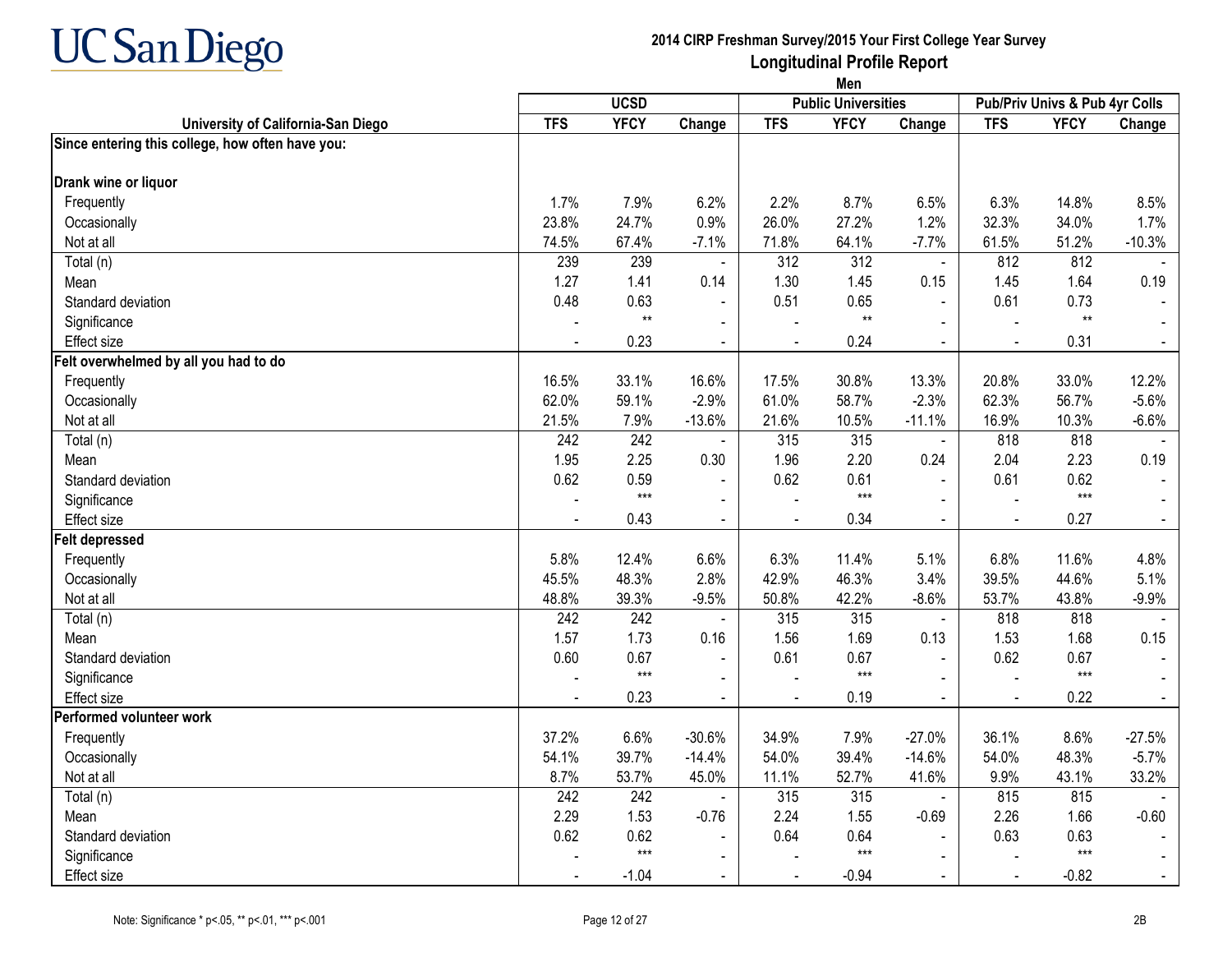UC San Diego

**2014 CIRP Freshman Survey/2015 Your First College Year Survey**

## Longitudinal Profile Report

**Men**

| University of California-San Diego | UCSD | | | Public Universities | | | Pub/Priv Univs & Pub 4yr Colls | | |
|---|---|---|---|---|---|---|---|---|---|
| | TFS | YFCY | Change | TFS | YFCY | Change | TFS | YFCY | Change |
| **Since entering this college, how often have you:** | | | | | | | | | |
| **Drank wine or liquor** | | | | | | | | | |
| Frequently | 1.7% | 7.9% | 6.2% | 2.2% | 8.7% | 6.5% | 6.3% | 14.8% | 8.5% |
| Occasionally | 23.8% | 24.7% | 0.9% | 26.0% | 27.2% | 1.2% | 32.3% | 34.0% | 1.7% |
| Not at all | 74.5% | 67.4% | -7.1% | 71.8% | 64.1% | -7.7% | 61.5% | 51.2% | -10.3% |
| Total (n) | 239 | 239 | - | 312 | 312 | - | 812 | 812 | - |
| Mean | 1.27 | 1.41 | 0.14 | 1.30 | 1.45 | 0.15 | 1.45 | 1.64 | 0.19 |
| Standard deviation | 0.48 | 0.63 | - | 0.51 | 0.65 | - | 0.61 | 0.73 | - |
| Significance | - | ** | - | - | ** | - | - | ** | - |
| Effect size | - | 0.23 | - | - | 0.24 | - | - | 0.31 | - |
| **Felt overwhelmed by all you had to do** | | | | | | | | | |
| Frequently | 16.5% | 33.1% | 16.6% | 17.5% | 30.8% | 13.3% | 20.8% | 33.0% | 12.2% |
| Occasionally | 62.0% | 59.1% | -2.9% | 61.0% | 58.7% | -2.3% | 62.3% | 56.7% | -5.6% |
| Not at all | 21.5% | 7.9% | -13.6% | 21.6% | 10.5% | -11.1% | 16.9% | 10.3% | -6.6% |
| Total (n) | 242 | 242 | - | 315 | 315 | - | 818 | 818 | - |
| Mean | 1.95 | 2.25 | 0.30 | 1.96 | 2.20 | 0.24 | 2.04 | 2.23 | 0.19 |
| Standard deviation | 0.62 | 0.59 | - | 0.62 | 0.61 | - | 0.61 | 0.62 | - |
| Significance | - | *** | - | - | *** | - | - | *** | - |
| Effect size | - | 0.43 | - | - | 0.34 | - | - | 0.27 | - |
| **Felt depressed** | | | | | | | | | |
| Frequently | 5.8% | 12.4% | 6.6% | 6.3% | 11.4% | 5.1% | 6.8% | 11.6% | 4.8% |
| Occasionally | 45.5% | 48.3% | 2.8% | 42.9% | 46.3% | 3.4% | 39.5% | 44.6% | 5.1% |
| Not at all | 48.8% | 39.3% | -9.5% | 50.8% | 42.2% | -8.6% | 53.7% | 43.8% | -9.9% |
| Total (n) | 242 | 242 | - | 315 | 315 | - | 818 | 818 | - |
| Mean | 1.57 | 1.73 | 0.16 | 1.56 | 1.69 | 0.13 | 1.53 | 1.68 | 0.15 |
| Standard deviation | 0.60 | 0.67 | - | 0.61 | 0.67 | - | 0.62 | 0.67 | - |
| Significance | - | *** | - | - | *** | - | - | *** | - |
| Effect size | - | 0.23 | - | - | 0.19 | - | - | 0.22 | - |
| **Performed volunteer work** | | | | | | | | | |
| Frequently | 37.2% | 6.6% | -30.6% | 34.9% | 7.9% | -27.0% | 36.1% | 8.6% | -27.5% |
| Occasionally | 54.1% | 39.7% | -14.4% | 54.0% | 39.4% | -14.6% | 54.0% | 48.3% | -5.7% |
| Not at all | 8.7% | 53.7% | 45.0% | 11.1% | 52.7% | 41.6% | 9.9% | 43.1% | 33.2% |
| Total (n) | 242 | 242 | - | 315 | 315 | - | 815 | 815 | - |
| Mean | 2.29 | 1.53 | -0.76 | 2.24 | 1.55 | -0.69 | 2.26 | 1.66 | -0.60 |
| Standard deviation | 0.62 | 0.62 | - | 0.64 | 0.64 | - | 0.63 | 0.63 | - |
| Significance | - | *** | - | - | *** | - | - | *** | - |
| Effect size | - | -1.04 | - | - | -0.94 | - | - | -0.82 | - |

Note: Significance * p<.05, ** p<.01, *** p<.001

2B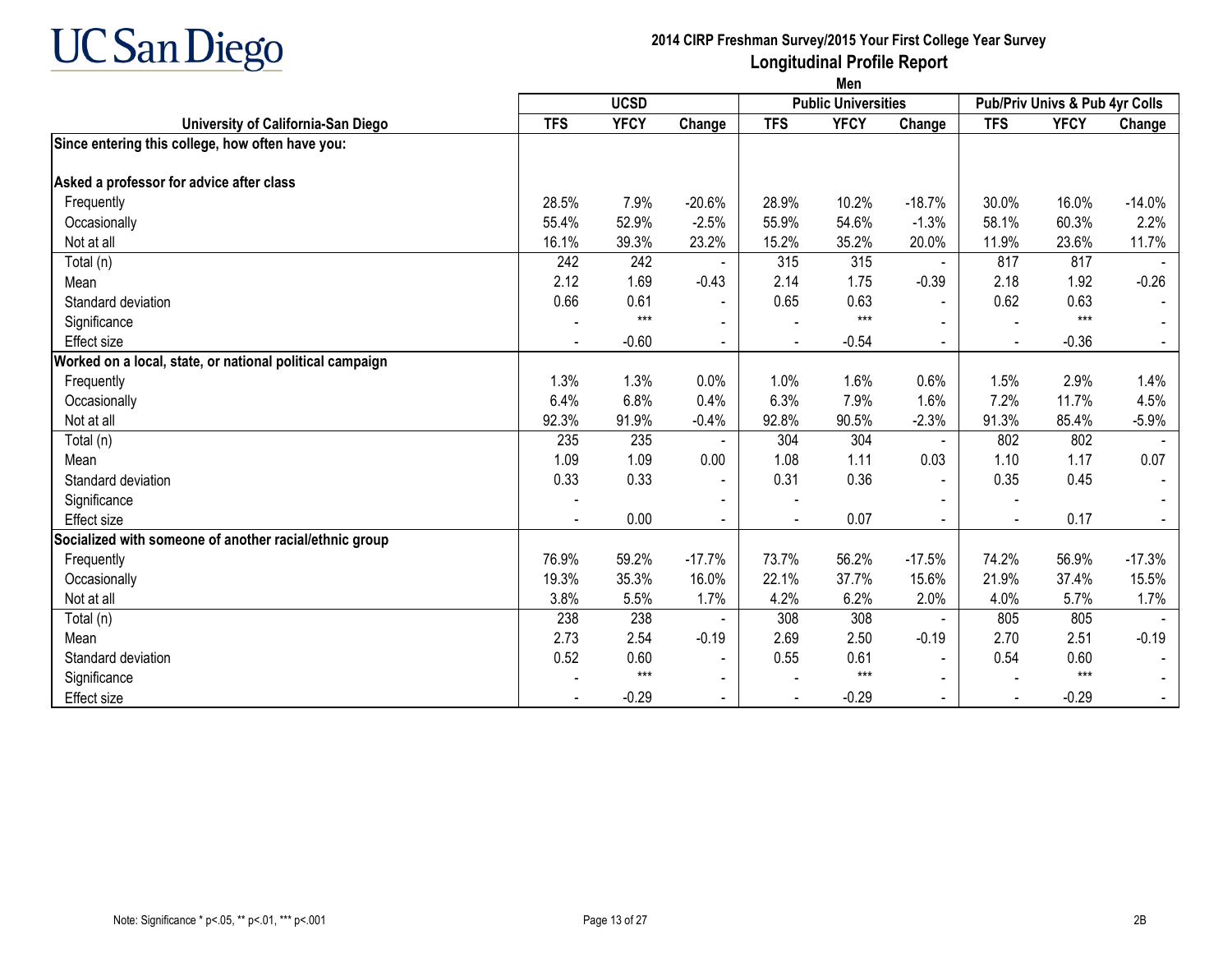# UC San Diego

## 2014 CIRP Freshman Survey/2015 Your First College Year Survey
## Longitudinal Profile Report
### Men

| University of California-San Diego | UCSD | | | Public Universities | | | Pub/Priv Univs & Pub 4yr Colls | | |
|---|---|---|---|---|---|---|---|---|---|
| | TFS | YFCY | Change | TFS | YFCY | Change | TFS | YFCY | Change |
| **Since entering this college, how often have you:** | | | | | | | | | |
| **Asked a professor for advice after class** | | | | | | | | | |
| Frequently | 28.5% | 7.9% | -20.6% | 28.9% | 10.2% | -18.7% | 30.0% | 16.0% | -14.0% |
| Occasionally | 55.4% | 52.9% | -2.5% | 55.9% | 54.6% | -1.3% | 58.1% | 60.3% | 2.2% |
| Not at all | 16.1% | 39.3% | 23.2% | 15.2% | 35.2% | 20.0% | 11.9% | 23.6% | 11.7% |
| Total (n) | 242 | 242 | - | 315 | 315 | - | 817 | 817 | - |
| Mean | 2.12 | 1.69 | -0.43 | 2.14 | 1.75 | -0.39 | 2.18 | 1.92 | -0.26 |
| Standard deviation | 0.66 | 0.61 | - | 0.65 | 0.63 | - | 0.62 | 0.63 | - |
| Significance | - | *** | - | - | *** | - | - | *** | - |
| Effect size | - | -0.60 | - | - | -0.54 | - | - | -0.36 | - |
| **Worked on a local, state, or national political campaign** | | | | | | | | | |
| Frequently | 1.3% | 1.3% | 0.0% | 1.0% | 1.6% | 0.6% | 1.5% | 2.9% | 1.4% |
| Occasionally | 6.4% | 6.8% | 0.4% | 6.3% | 7.9% | 1.6% | 7.2% | 11.7% | 4.5% |
| Not at all | 92.3% | 91.9% | -0.4% | 92.8% | 90.5% | -2.3% | 91.3% | 85.4% | -5.9% |
| Total (n) | 235 | 235 | - | 304 | 304 | - | 802 | 802 | - |
| Mean | 1.09 | 1.09 | 0.00 | 1.08 | 1.11 | 0.03 | 1.10 | 1.17 | 0.07 |
| Standard deviation | 0.33 | 0.33 | - | 0.31 | 0.36 | - | 0.35 | 0.45 | - |
| Significance | - | | - | - | | - | - | | - |
| Effect size | - | 0.00 | - | - | 0.07 | - | - | 0.17 | - |
| **Socialized with someone of another racial/ethnic group** | | | | | | | | | |
| Frequently | 76.9% | 59.2% | -17.7% | 73.7% | 56.2% | -17.5% | 74.2% | 56.9% | -17.3% |
| Occasionally | 19.3% | 35.3% | 16.0% | 22.1% | 37.7% | 15.6% | 21.9% | 37.4% | 15.5% |
| Not at all | 3.8% | 5.5% | 1.7% | 4.2% | 6.2% | 2.0% | 4.0% | 5.7% | 1.7% |
| Total (n) | 238 | 238 | - | 308 | 308 | - | 805 | 805 | - |
| Mean | 2.73 | 2.54 | -0.19 | 2.69 | 2.50 | -0.19 | 2.70 | 2.51 | -0.19 |
| Standard deviation | 0.52 | 0.60 | - | 0.55 | 0.61 | - | 0.54 | 0.60 | - |
| Significance | - | *** | - | - | *** | - | - | *** | - |
| Effect size | - | -0.29 | - | - | -0.29 | - | - | -0.29 | - |

Note: Significance * p<.05, ** p<.01, *** p<.001

2B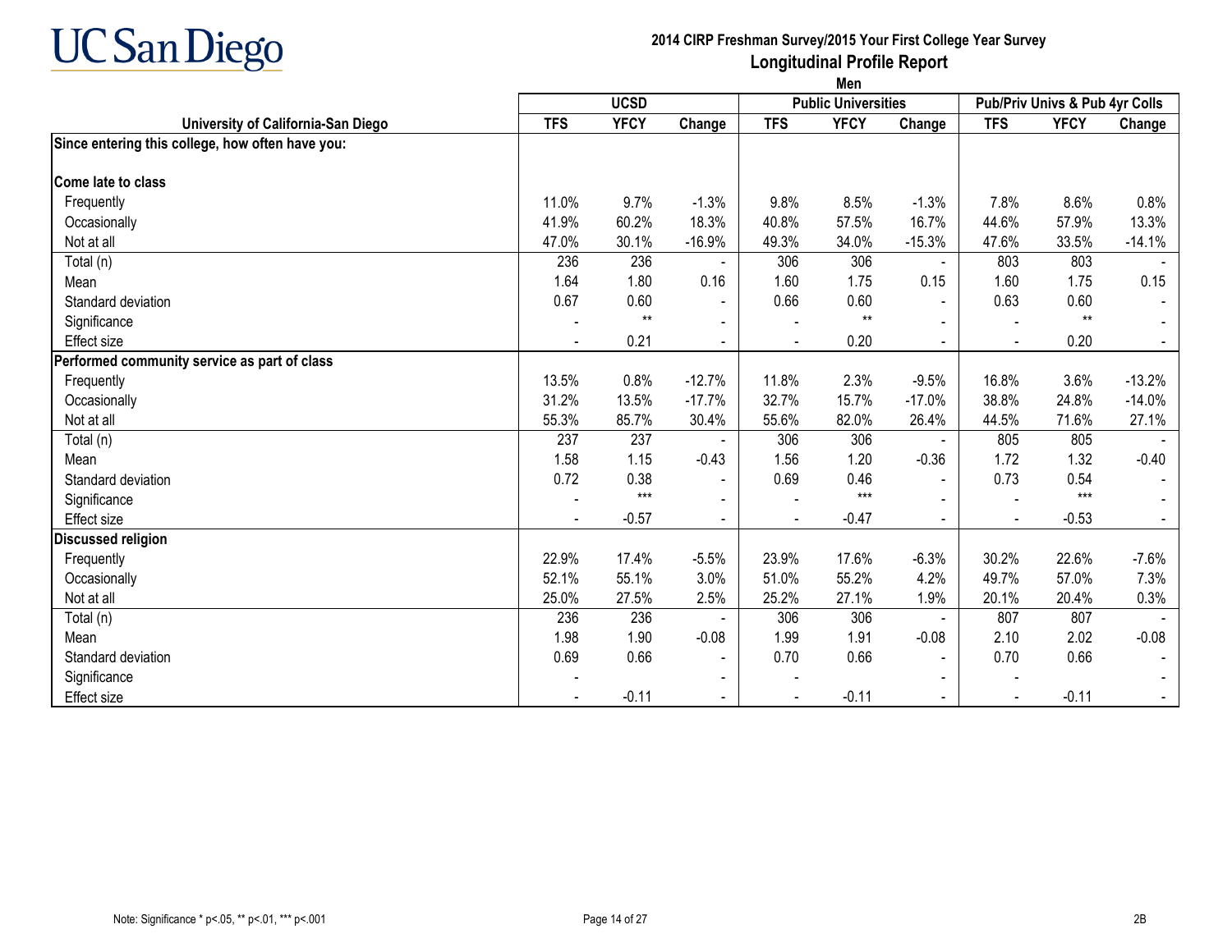UC San Diego

## 2014 CIRP Freshman Survey/2015 Your First College Year Survey
## Longitudinal Profile Report
### Men

| | UCSD | | | Public Universities | | | Pub/Priv Univs & Pub 4yr Colls | | |
|---|---|---|---|---|---|---|---|---|---|
| **University of California-San Diego** | **TFS** | **YFCY** | **Change** | **TFS** | **YFCY** | **Change** | **TFS** | **YFCY** | **Change** |
| **Since entering this college, how often have you:** | | | | | | | | | |
| **Come late to class** | | | | | | | | | |
| Frequently | 11.0% | 9.7% | -1.3% | 9.8% | 8.5% | -1.3% | 7.8% | 8.6% | 0.8% |
| Occasionally | 41.9% | 60.2% | 18.3% | 40.8% | 57.5% | 16.7% | 44.6% | 57.9% | 13.3% |
| Not at all | 47.0% | 30.1% | -16.9% | 49.3% | 34.0% | -15.3% | 47.6% | 33.5% | -14.1% |
| Total (n) | 236 | 236 | - | 306 | 306 | - | 803 | 803 | - |
| Mean | 1.64 | 1.80 | 0.16 | 1.60 | 1.75 | 0.15 | 1.60 | 1.75 | 0.15 |
| Standard deviation | 0.67 | 0.60 | - | 0.66 | 0.60 | - | 0.63 | 0.60 | - |
| Significance | - | ** | - | - | ** | - | - | ** | - |
| Effect size | - | 0.21 | - | - | 0.20 | - | - | 0.20 | - |
| **Performed community service as part of class** | | | | | | | | | |
| Frequently | 13.5% | 0.8% | -12.7% | 11.8% | 2.3% | -9.5% | 16.8% | 3.6% | -13.2% |
| Occasionally | 31.2% | 13.5% | -17.7% | 32.7% | 15.7% | -17.0% | 38.8% | 24.8% | -14.0% |
| Not at all | 55.3% | 85.7% | 30.4% | 55.6% | 82.0% | 26.4% | 44.5% | 71.6% | 27.1% |
| Total (n) | 237 | 237 | - | 306 | 306 | - | 805 | 805 | - |
| Mean | 1.58 | 1.15 | -0.43 | 1.56 | 1.20 | -0.36 | 1.72 | 1.32 | -0.40 |
| Standard deviation | 0.72 | 0.38 | - | 0.69 | 0.46 | - | 0.73 | 0.54 | - |
| Significance | - | *** | - | - | *** | - | - | *** | - |
| Effect size | - | -0.57 | - | - | -0.47 | - | - | -0.53 | - |
| **Discussed religion** | | | | | | | | | |
| Frequently | 22.9% | 17.4% | -5.5% | 23.9% | 17.6% | -6.3% | 30.2% | 22.6% | -7.6% |
| Occasionally | 52.1% | 55.1% | 3.0% | 51.0% | 55.2% | 4.2% | 49.7% | 57.0% | 7.3% |
| Not at all | 25.0% | 27.5% | 2.5% | 25.2% | 27.1% | 1.9% | 20.1% | 20.4% | 0.3% |
| Total (n) | 236 | 236 | - | 306 | 306 | - | 807 | 807 | - |
| Mean | 1.98 | 1.90 | -0.08 | 1.99 | 1.91 | -0.08 | 2.10 | 2.02 | -0.08 |
| Standard deviation | 0.69 | 0.66 | - | 0.70 | 0.66 | - | 0.70 | 0.66 | - |
| Significance | - | | - | - | | - | - | | - |
| Effect size | - | -0.11 | - | - | -0.11 | - | - | -0.11 | - |

Note: Significance * p<.05, ** p<.01, *** p<.001

2B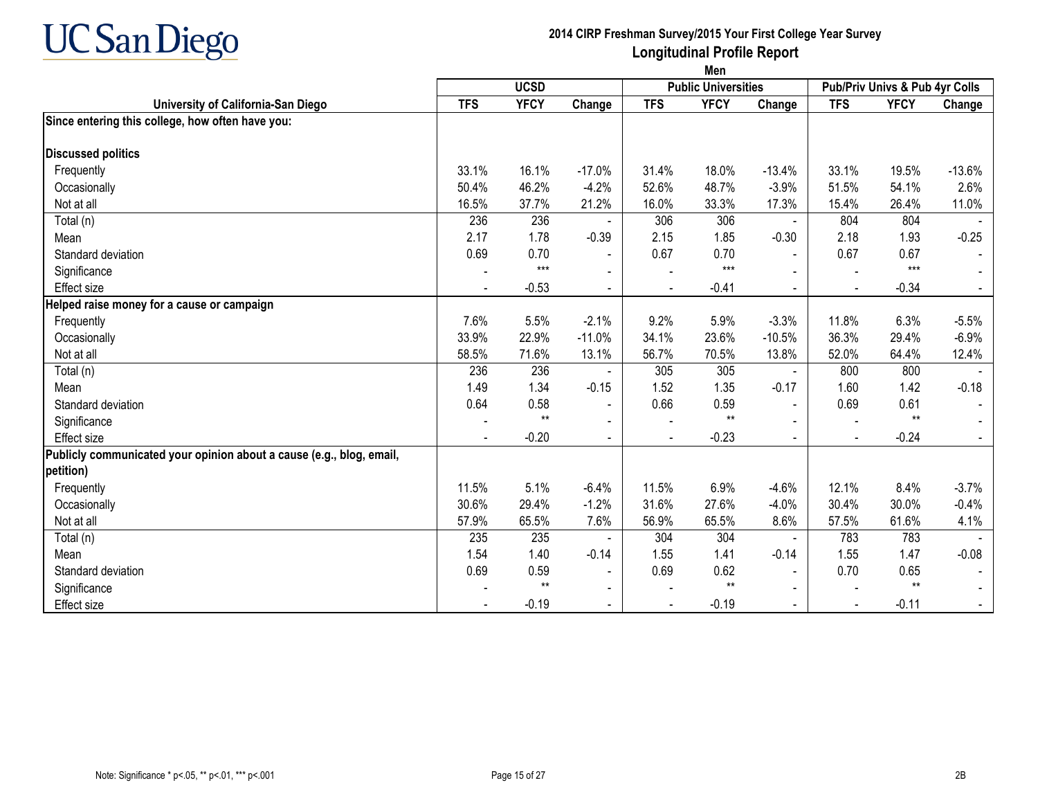# 2014 CIRP Freshman Survey/2015 Your First College Year Survey

## Longitudinal Profile Report

### Men

| University of California-San Diego | UCSD | | | Public Universities | | | Pub/Priv Univs & Pub 4yr Colls | | |
|---|---|---|---|---|---|---|---|---|---|
| | TFS | YFCY | Change | TFS | YFCY | Change | TFS | YFCY | Change |
| **Since entering this college, how often have you:** | | | | | | | | | |
| **Discussed politics** | | | | | | | | | |
| Frequently | 33.1% | 16.1% | -17.0% | 31.4% | 18.0% | -13.4% | 33.1% | 19.5% | -13.6% |
| Occasionally | 50.4% | 46.2% | -4.2% | 52.6% | 48.7% | -3.9% | 51.5% | 54.1% | 2.6% |
| Not at all | 16.5% | 37.7% | 21.2% | 16.0% | 33.3% | 17.3% | 15.4% | 26.4% | 11.0% |
| Total (n) | 236 | 236 | - | 306 | 306 | - | 804 | 804 | - |
| Mean | 2.17 | 1.78 | -0.39 | 2.15 | 1.85 | -0.30 | 2.18 | 1.93 | -0.25 |
| Standard deviation | 0.69 | 0.70 | - | 0.67 | 0.70 | - | 0.67 | 0.67 | - |
| Significance | - | *** | - | - | *** | - | - | *** | - |
| Effect size | - | -0.53 | - | - | -0.41 | - | - | -0.34 | - |
| **Helped raise money for a cause or campaign** | | | | | | | | | |
| Frequently | 7.6% | 5.5% | -2.1% | 9.2% | 5.9% | -3.3% | 11.8% | 6.3% | -5.5% |
| Occasionally | 33.9% | 22.9% | -11.0% | 34.1% | 23.6% | -10.5% | 36.3% | 29.4% | -6.9% |
| Not at all | 58.5% | 71.6% | 13.1% | 56.7% | 70.5% | 13.8% | 52.0% | 64.4% | 12.4% |
| Total (n) | 236 | 236 | - | 305 | 305 | - | 800 | 800 | - |
| Mean | 1.49 | 1.34 | -0.15 | 1.52 | 1.35 | -0.17 | 1.60 | 1.42 | -0.18 |
| Standard deviation | 0.64 | 0.58 | - | 0.66 | 0.59 | - | 0.69 | 0.61 | - |
| Significance | - | ** | - | - | ** | - | - | ** | - |
| Effect size | - | -0.20 | - | - | -0.23 | - | - | -0.24 | - |
| **Publicly communicated your opinion about a cause (e.g., blog, email, petition)** | | | | | | | | | |
| Frequently | 11.5% | 5.1% | -6.4% | 11.5% | 6.9% | -4.6% | 12.1% | 8.4% | -3.7% |
| Occasionally | 30.6% | 29.4% | -1.2% | 31.6% | 27.6% | -4.0% | 30.4% | 30.0% | -0.4% |
| Not at all | 57.9% | 65.5% | 7.6% | 56.9% | 65.5% | 8.6% | 57.5% | 61.6% | 4.1% |
| Total (n) | 235 | 235 | - | 304 | 304 | - | 783 | 783 | - |
| Mean | 1.54 | 1.40 | -0.14 | 1.55 | 1.41 | -0.14 | 1.55 | 1.47 | -0.08 |
| Standard deviation | 0.69 | 0.59 | - | 0.69 | 0.62 | - | 0.70 | 0.65 | - |
| Significance | - | ** | - | - | ** | - | - | ** | - |
| Effect size | - | -0.19 | - | - | -0.19 | - | - | -0.11 | - |

Note: Significance * p<.05, ** p<.01, *** p<.001

2B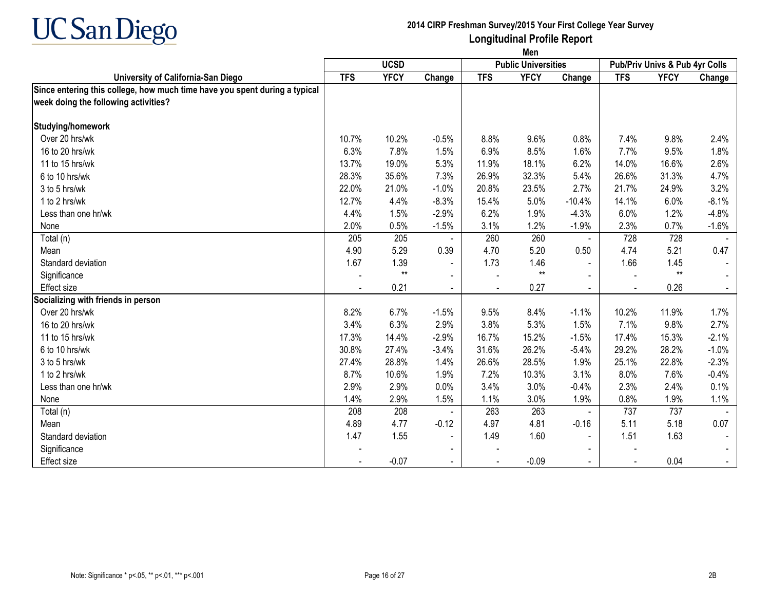# UC San Diego

## 2014 CIRP Freshman Survey/2015 Your First College Year Survey

## Longitudinal Profile Report

### Men

| University of California-San Diego | UCSD | | | Public Universities | | | Pub/Priv Univs & Pub 4yr Colls | | |
|---|---|---|---|---|---|---|---|---|---|
| | TFS | YFCY | Change | TFS | YFCY | Change | TFS | YFCY | Change |
| **Since entering this college, how much time have you spent during a typical week doing the following activities?** | | | | | | | | | |
| **Studying/homework** | | | | | | | | | |
| Over 20 hrs/wk | 10.7% | 10.2% | -0.5% | 8.8% | 9.6% | 0.8% | 7.4% | 9.8% | 2.4% |
| 16 to 20 hrs/wk | 6.3% | 7.8% | 1.5% | 6.9% | 8.5% | 1.6% | 7.7% | 9.5% | 1.8% |
| 11 to 15 hrs/wk | 13.7% | 19.0% | 5.3% | 11.9% | 18.1% | 6.2% | 14.0% | 16.6% | 2.6% |
| 6 to 10 hrs/wk | 28.3% | 35.6% | 7.3% | 26.9% | 32.3% | 5.4% | 26.6% | 31.3% | 4.7% |
| 3 to 5 hrs/wk | 22.0% | 21.0% | -1.0% | 20.8% | 23.5% | 2.7% | 21.7% | 24.9% | 3.2% |
| 1 to 2 hrs/wk | 12.7% | 4.4% | -8.3% | 15.4% | 5.0% | -10.4% | 14.1% | 6.0% | -8.1% |
| Less than one hr/wk | 4.4% | 1.5% | -2.9% | 6.2% | 1.9% | -4.3% | 6.0% | 1.2% | -4.8% |
| None | 2.0% | 0.5% | -1.5% | 3.1% | 1.2% | -1.9% | 2.3% | 0.7% | -1.6% |
| Total (n) | 205 | 205 | - | 260 | 260 | - | 728 | 728 | - |
| Mean | 4.90 | 5.29 | 0.39 | 4.70 | 5.20 | 0.50 | 4.74 | 5.21 | 0.47 |
| Standard deviation | 1.67 | 1.39 | - | 1.73 | 1.46 | - | 1.66 | 1.45 | - |
| Significance | - | ** | - | - | ** | - | - | ** | - |
| Effect size | - | 0.21 | - | - | 0.27 | - | - | 0.26 | - |
| **Socializing with friends in person** | | | | | | | | | |
| Over 20 hrs/wk | 8.2% | 6.7% | -1.5% | 9.5% | 8.4% | -1.1% | 10.2% | 11.9% | 1.7% |
| 16 to 20 hrs/wk | 3.4% | 6.3% | 2.9% | 3.8% | 5.3% | 1.5% | 7.1% | 9.8% | 2.7% |
| 11 to 15 hrs/wk | 17.3% | 14.4% | -2.9% | 16.7% | 15.2% | -1.5% | 17.4% | 15.3% | -2.1% |
| 6 to 10 hrs/wk | 30.8% | 27.4% | -3.4% | 31.6% | 26.2% | -5.4% | 29.2% | 28.2% | -1.0% |
| 3 to 5 hrs/wk | 27.4% | 28.8% | 1.4% | 26.6% | 28.5% | 1.9% | 25.1% | 22.8% | -2.3% |
| 1 to 2 hrs/wk | 8.7% | 10.6% | 1.9% | 7.2% | 10.3% | 3.1% | 8.0% | 7.6% | -0.4% |
| Less than one hr/wk | 2.9% | 2.9% | 0.0% | 3.4% | 3.0% | -0.4% | 2.3% | 2.4% | 0.1% |
| None | 1.4% | 2.9% | 1.5% | 1.1% | 3.0% | 1.9% | 0.8% | 1.9% | 1.1% |
| Total (n) | 208 | 208 | - | 263 | 263 | - | 737 | 737 | - |
| Mean | 4.89 | 4.77 | -0.12 | 4.97 | 4.81 | -0.16 | 5.11 | 5.18 | 0.07 |
| Standard deviation | 1.47 | 1.55 | - | 1.49 | 1.60 | - | 1.51 | 1.63 | - |
| Significance | - | | - | - | | - | - | | - |
| Effect size | - | -0.07 | - | - | -0.09 | - | - | 0.04 | - |

Note: Significance * p<.05, ** p<.01, *** p<.001

2B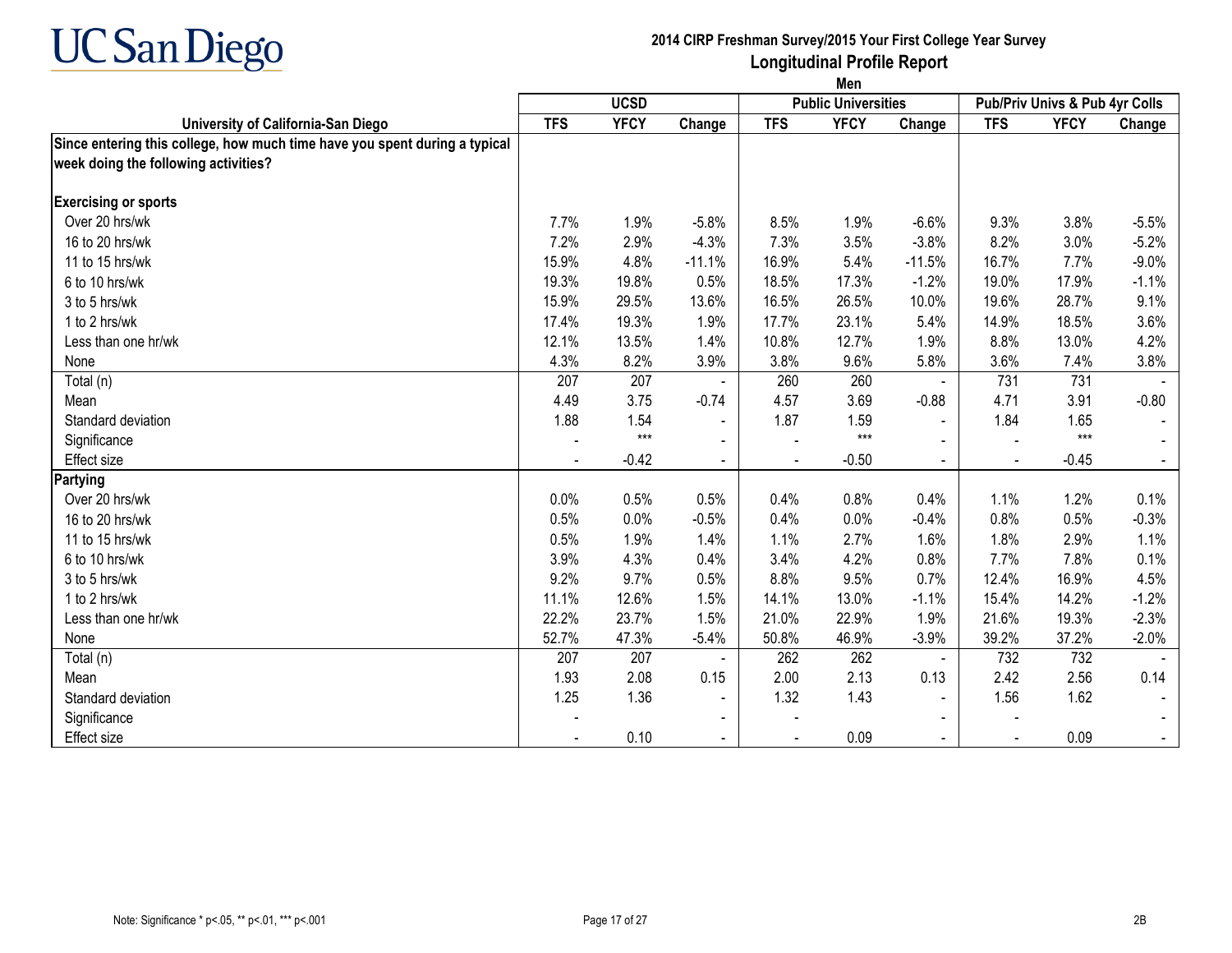# UC San Diego

**2014 CIRP Freshman Survey/2015 Your First College Year Survey**

**Longitudinal Profile Report**

**Men**

| University of California-San Diego | UCSD | | | Public Universities | | | Pub/Priv Univs & Pub 4yr Colls | | |
|---|---|---|---|---|---|---|---|---|---|
| | TFS | YFCY | Change | TFS | YFCY | Change | TFS | YFCY | Change |
| **Since entering this college, how much time have you spent during a typical week doing the following activities?** | | | | | | | | | |
| **Exercising or sports** | | | | | | | | | |
| Over 20 hrs/wk | 7.7% | 1.9% | -5.8% | 8.5% | 1.9% | -6.6% | 9.3% | 3.8% | -5.5% |
| 16 to 20 hrs/wk | 7.2% | 2.9% | -4.3% | 7.3% | 3.5% | -3.8% | 8.2% | 3.0% | -5.2% |
| 11 to 15 hrs/wk | 15.9% | 4.8% | -11.1% | 16.9% | 5.4% | -11.5% | 16.7% | 7.7% | -9.0% |
| 6 to 10 hrs/wk | 19.3% | 19.8% | 0.5% | 18.5% | 17.3% | -1.2% | 19.0% | 17.9% | -1.1% |
| 3 to 5 hrs/wk | 15.9% | 29.5% | 13.6% | 16.5% | 26.5% | 10.0% | 19.6% | 28.7% | 9.1% |
| 1 to 2 hrs/wk | 17.4% | 19.3% | 1.9% | 17.7% | 23.1% | 5.4% | 14.9% | 18.5% | 3.6% |
| Less than one hr/wk | 12.1% | 13.5% | 1.4% | 10.8% | 12.7% | 1.9% | 8.8% | 13.0% | 4.2% |
| None | 4.3% | 8.2% | 3.9% | 3.8% | 9.6% | 5.8% | 3.6% | 7.4% | 3.8% |
| Total (n) | 207 | 207 | - | 260 | 260 | - | 731 | 731 | - |
| Mean | 4.49 | 3.75 | -0.74 | 4.57 | 3.69 | -0.88 | 4.71 | 3.91 | -0.80 |
| Standard deviation | 1.88 | 1.54 | - | 1.87 | 1.59 | - | 1.84 | 1.65 | - |
| Significance | - | *** | - | - | *** | - | - | *** | - |
| Effect size | - | -0.42 | - | - | -0.50 | - | - | -0.45 | - |
| **Partying** | | | | | | | | | |
| Over 20 hrs/wk | 0.0% | 0.5% | 0.5% | 0.4% | 0.8% | 0.4% | 1.1% | 1.2% | 0.1% |
| 16 to 20 hrs/wk | 0.5% | 0.0% | -0.5% | 0.4% | 0.0% | -0.4% | 0.8% | 0.5% | -0.3% |
| 11 to 15 hrs/wk | 0.5% | 1.9% | 1.4% | 1.1% | 2.7% | 1.6% | 1.8% | 2.9% | 1.1% |
| 6 to 10 hrs/wk | 3.9% | 4.3% | 0.4% | 3.4% | 4.2% | 0.8% | 7.7% | 7.8% | 0.1% |
| 3 to 5 hrs/wk | 9.2% | 9.7% | 0.5% | 8.8% | 9.5% | 0.7% | 12.4% | 16.9% | 4.5% |
| 1 to 2 hrs/wk | 11.1% | 12.6% | 1.5% | 14.1% | 13.0% | -1.1% | 15.4% | 14.2% | -1.2% |
| Less than one hr/wk | 22.2% | 23.7% | 1.5% | 21.0% | 22.9% | 1.9% | 21.6% | 19.3% | -2.3% |
| None | 52.7% | 47.3% | -5.4% | 50.8% | 46.9% | -3.9% | 39.2% | 37.2% | -2.0% |
| Total (n) | 207 | 207 | - | 262 | 262 | - | 732 | 732 | - |
| Mean | 1.93 | 2.08 | 0.15 | 2.00 | 2.13 | 0.13 | 2.42 | 2.56 | 0.14 |
| Standard deviation | 1.25 | 1.36 | - | 1.32 | 1.43 | - | 1.56 | 1.62 | - |
| Significance | - | | - | - | | - | - | | - |
| Effect size | - | 0.10 | - | - | 0.09 | - | - | 0.09 | - |

Note: Significance * p<.05, ** p<.01, *** p<.001

2B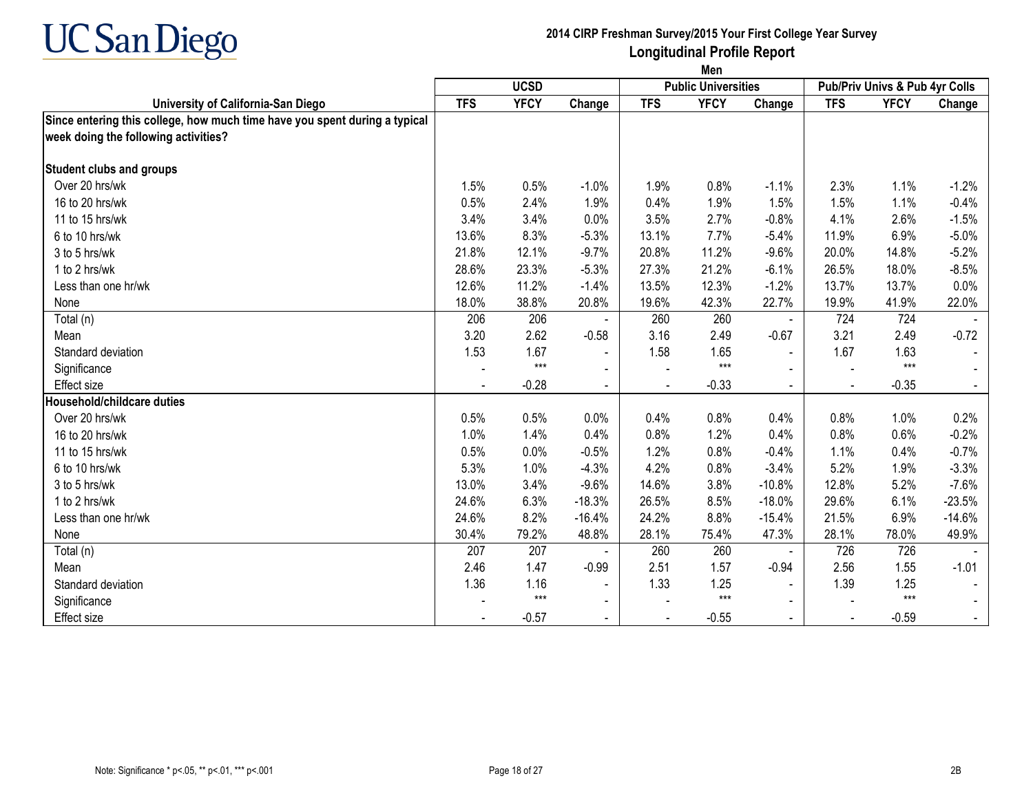# 2014 CIRP Freshman Survey/2015 Your First College Year Survey

## Longitudinal Profile Report

### Men

| University of California-San Diego | UCSD | | | Public Universities | | | Pub/Priv Univs & Pub 4yr Colls | | |
|---|---|---|---|---|---|---|---|---|---|
| | TFS | YFCY | Change | TFS | YFCY | Change | TFS | YFCY | Change |
| **Since entering this college, how much time have you spent during a typical week doing the following activities?** | | | | | | | | | |
| **Student clubs and groups** | | | | | | | | | |
| Over 20 hrs/wk | 1.5% | 0.5% | -1.0% | 1.9% | 0.8% | -1.1% | 2.3% | 1.1% | -1.2% |
| 16 to 20 hrs/wk | 0.5% | 2.4% | 1.9% | 0.4% | 1.9% | 1.5% | 1.5% | 1.1% | -0.4% |
| 11 to 15 hrs/wk | 3.4% | 3.4% | 0.0% | 3.5% | 2.7% | -0.8% | 4.1% | 2.6% | -1.5% |
| 6 to 10 hrs/wk | 13.6% | 8.3% | -5.3% | 13.1% | 7.7% | -5.4% | 11.9% | 6.9% | -5.0% |
| 3 to 5 hrs/wk | 21.8% | 12.1% | -9.7% | 20.8% | 11.2% | -9.6% | 20.0% | 14.8% | -5.2% |
| 1 to 2 hrs/wk | 28.6% | 23.3% | -5.3% | 27.3% | 21.2% | -6.1% | 26.5% | 18.0% | -8.5% |
| Less than one hr/wk | 12.6% | 11.2% | -1.4% | 13.5% | 12.3% | -1.2% | 13.7% | 13.7% | 0.0% |
| None | 18.0% | 38.8% | 20.8% | 19.6% | 42.3% | 22.7% | 19.9% | 41.9% | 22.0% |
| Total (n) | 206 | 206 | - | 260 | 260 | - | 724 | 724 | - |
| Mean | 3.20 | 2.62 | -0.58 | 3.16 | 2.49 | -0.67 | 3.21 | 2.49 | -0.72 |
| Standard deviation | 1.53 | 1.67 | - | 1.58 | 1.65 | - | 1.67 | 1.63 | - |
| Significance | - | *** | - | - | *** | - | - | *** | - |
| Effect size | - | -0.28 | - | - | -0.33 | - | - | -0.35 | - |
| **Household/childcare duties** | | | | | | | | | |
| Over 20 hrs/wk | 0.5% | 0.5% | 0.0% | 0.4% | 0.8% | 0.4% | 0.8% | 1.0% | 0.2% |
| 16 to 20 hrs/wk | 1.0% | 1.4% | 0.4% | 0.8% | 1.2% | 0.4% | 0.8% | 0.6% | -0.2% |
| 11 to 15 hrs/wk | 0.5% | 0.0% | -0.5% | 1.2% | 0.8% | -0.4% | 1.1% | 0.4% | -0.7% |
| 6 to 10 hrs/wk | 5.3% | 1.0% | -4.3% | 4.2% | 0.8% | -3.4% | 5.2% | 1.9% | -3.3% |
| 3 to 5 hrs/wk | 13.0% | 3.4% | -9.6% | 14.6% | 3.8% | -10.8% | 12.8% | 5.2% | -7.6% |
| 1 to 2 hrs/wk | 24.6% | 6.3% | -18.3% | 26.5% | 8.5% | -18.0% | 29.6% | 6.1% | -23.5% |
| Less than one hr/wk | 24.6% | 8.2% | -16.4% | 24.2% | 8.8% | -15.4% | 21.5% | 6.9% | -14.6% |
| None | 30.4% | 79.2% | 48.8% | 28.1% | 75.4% | 47.3% | 28.1% | 78.0% | 49.9% |
| Total (n) | 207 | 207 | - | 260 | 260 | - | 726 | 726 | - |
| Mean | 2.46 | 1.47 | -0.99 | 2.51 | 1.57 | -0.94 | 2.56 | 1.55 | -1.01 |
| Standard deviation | 1.36 | 1.16 | - | 1.33 | 1.25 | - | 1.39 | 1.25 | - |
| Significance | - | *** | - | - | *** | - | - | *** | - |
| Effect size | - | -0.57 | - | - | -0.55 | - | - | -0.59 | - |

Note: Significance * p<.05, ** p<.01, *** p<.001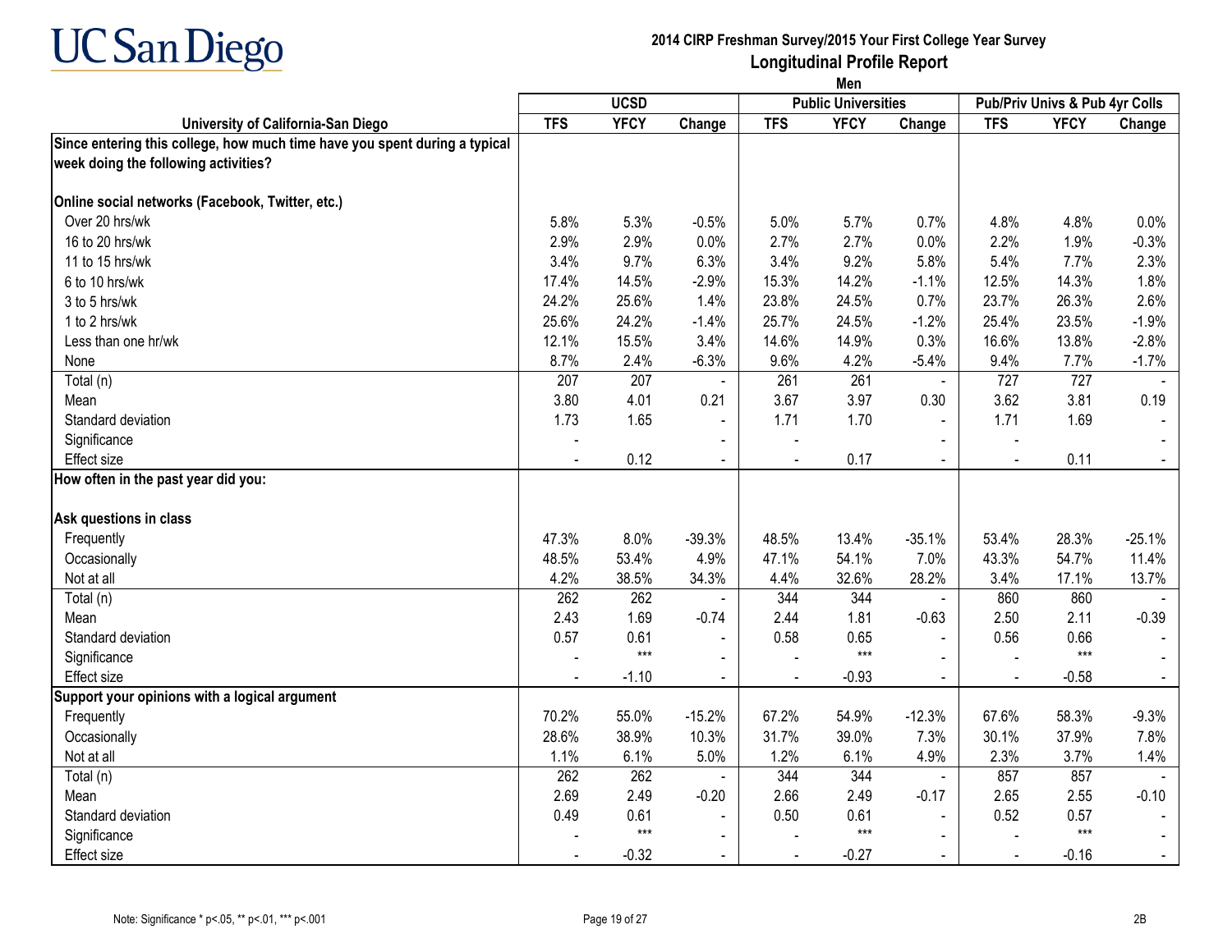# UC San Diego

## 2014 CIRP Freshman Survey/2015 Your First College Year Survey
## Longitudinal Profile Report
### Men

| University of California-San Diego | UCSD | | | Public Universities | | | Pub/Priv Univs & Pub 4yr Colls | | |
|---|---|---|---|---|---|---|---|---|---|
| | TFS | YFCY | Change | TFS | YFCY | Change | TFS | YFCY | Change |
| **Since entering this college, how much time have you spent during a typical week doing the following activities?** | | | | | | | | | |
| **Online social networks (Facebook, Twitter, etc.)** | | | | | | | | | |
| Over 20 hrs/wk | 5.8% | 5.3% | -0.5% | 5.0% | 5.7% | 0.7% | 4.8% | 4.8% | 0.0% |
| 16 to 20 hrs/wk | 2.9% | 2.9% | 0.0% | 2.7% | 2.7% | 0.0% | 2.2% | 1.9% | -0.3% |
| 11 to 15 hrs/wk | 3.4% | 9.7% | 6.3% | 3.4% | 9.2% | 5.8% | 5.4% | 7.7% | 2.3% |
| 6 to 10 hrs/wk | 17.4% | 14.5% | -2.9% | 15.3% | 14.2% | -1.1% | 12.5% | 14.3% | 1.8% |
| 3 to 5 hrs/wk | 24.2% | 25.6% | 1.4% | 23.8% | 24.5% | 0.7% | 23.7% | 26.3% | 2.6% |
| 1 to 2 hrs/wk | 25.6% | 24.2% | -1.4% | 25.7% | 24.5% | -1.2% | 25.4% | 23.5% | -1.9% |
| Less than one hr/wk | 12.1% | 15.5% | 3.4% | 14.6% | 14.9% | 0.3% | 16.6% | 13.8% | -2.8% |
| None | 8.7% | 2.4% | -6.3% | 9.6% | 4.2% | -5.4% | 9.4% | 7.7% | -1.7% |
| Total (n) | 207 | 207 | - | 261 | 261 | - | 727 | 727 | - |
| Mean | 3.80 | 4.01 | 0.21 | 3.67 | 3.97 | 0.30 | 3.62 | 3.81 | 0.19 |
| Standard deviation | 1.73 | 1.65 | - | 1.71 | 1.70 | - | 1.71 | 1.69 | - |
| Significance | - | | - | - | | - | - | | - |
| Effect size | - | 0.12 | - | - | 0.17 | - | - | 0.11 | - |
| **How often in the past year did you:** | | | | | | | | | |
| **Ask questions in class** | | | | | | | | | |
| Frequently | 47.3% | 8.0% | -39.3% | 48.5% | 13.4% | -35.1% | 53.4% | 28.3% | -25.1% |
| Occasionally | 48.5% | 53.4% | 4.9% | 47.1% | 54.1% | 7.0% | 43.3% | 54.7% | 11.4% |
| Not at all | 4.2% | 38.5% | 34.3% | 4.4% | 32.6% | 28.2% | 3.4% | 17.1% | 13.7% |
| Total (n) | 262 | 262 | - | 344 | 344 | - | 860 | 860 | - |
| Mean | 2.43 | 1.69 | -0.74 | 2.44 | 1.81 | -0.63 | 2.50 | 2.11 | -0.39 |
| Standard deviation | 0.57 | 0.61 | - | 0.58 | 0.65 | - | 0.56 | 0.66 | - |
| Significance | - | *** | - | - | *** | - | - | *** | - |
| Effect size | - | -1.10 | - | - | -0.93 | - | - | -0.58 | - |
| **Support your opinions with a logical argument** | | | | | | | | | |
| Frequently | 70.2% | 55.0% | -15.2% | 67.2% | 54.9% | -12.3% | 67.6% | 58.3% | -9.3% |
| Occasionally | 28.6% | 38.9% | 10.3% | 31.7% | 39.0% | 7.3% | 30.1% | 37.9% | 7.8% |
| Not at all | 1.1% | 6.1% | 5.0% | 1.2% | 6.1% | 4.9% | 2.3% | 3.7% | 1.4% |
| Total (n) | 262 | 262 | - | 344 | 344 | - | 857 | 857 | - |
| Mean | 2.69 | 2.49 | -0.20 | 2.66 | 2.49 | -0.17 | 2.65 | 2.55 | -0.10 |
| Standard deviation | 0.49 | 0.61 | - | 0.50 | 0.61 | - | 0.52 | 0.57 | - |
| Significance | - | *** | - | - | *** | - | - | *** | - |
| Effect size | - | -0.32 | - | - | -0.27 | - | - | -0.16 | - |

Note: Significance * p<.05, ** p<.01, *** p<.001

2B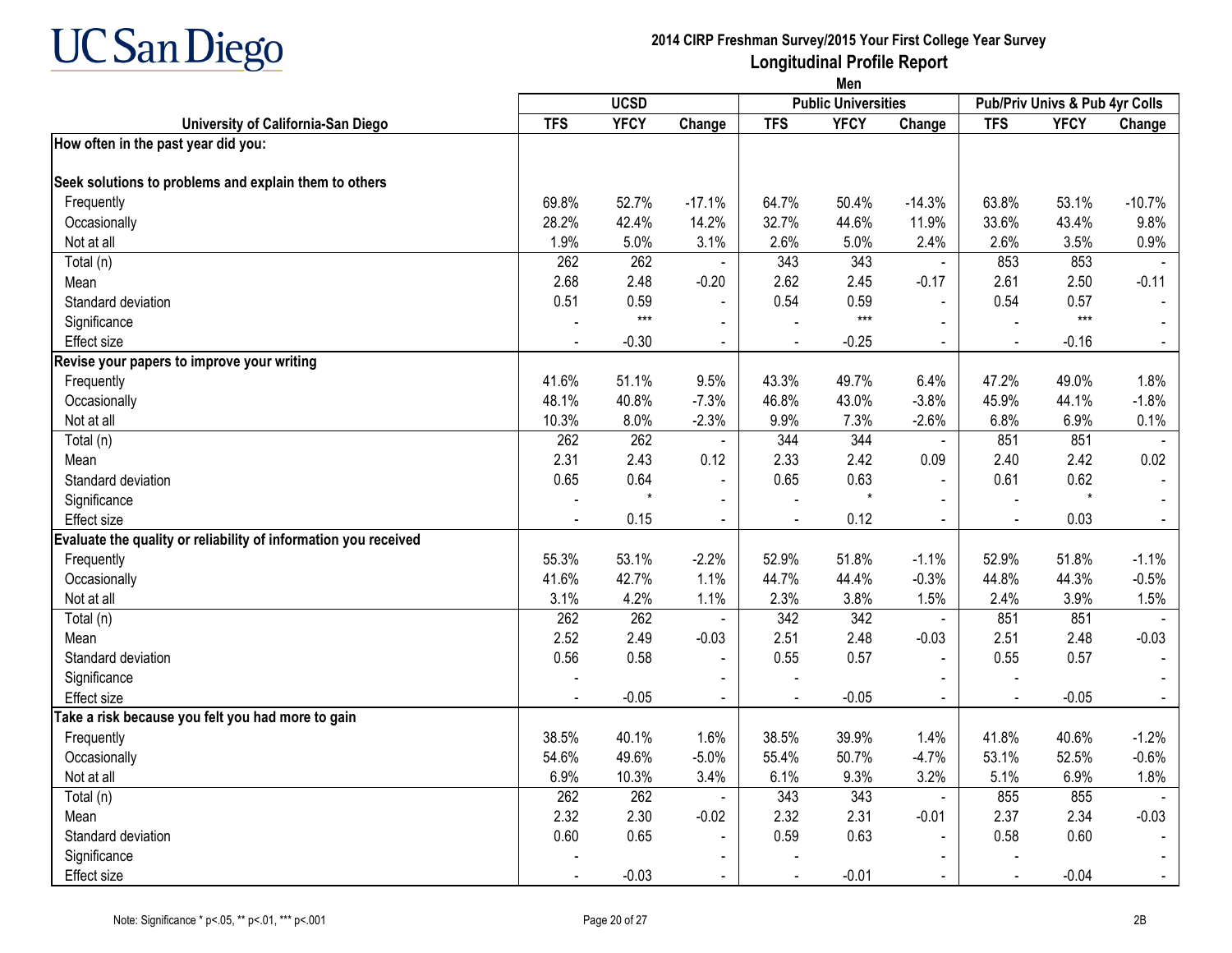# UC San Diego

**2014 CIRP Freshman Survey/2015 Your First College Year Survey**

**Longitudinal Profile Report**

**Men**

| University of California-San Diego | UCSD | | | Public Universities | | | Pub/Priv Univs & Pub 4yr Colls | | |
|---|---|---|---|---|---|---|---|---|---|
| | TFS | YFCY | Change | TFS | YFCY | Change | TFS | YFCY | Change |
| **How often in the past year did you:** | | | | | | | | | |
| **Seek solutions to problems and explain them to others** | | | | | | | | | |
| Frequently | 69.8% | 52.7% | -17.1% | 64.7% | 50.4% | -14.3% | 63.8% | 53.1% | -10.7% |
| Occasionally | 28.2% | 42.4% | 14.2% | 32.7% | 44.6% | 11.9% | 33.6% | 43.4% | 9.8% |
| Not at all | 1.9% | 5.0% | 3.1% | 2.6% | 5.0% | 2.4% | 2.6% | 3.5% | 0.9% |
| Total (n) | 262 | 262 | - | 343 | 343 | - | 853 | 853 | - |
| Mean | 2.68 | 2.48 | -0.20 | 2.62 | 2.45 | -0.17 | 2.61 | 2.50 | -0.11 |
| Standard deviation | 0.51 | 0.59 | - | 0.54 | 0.59 | - | 0.54 | 0.57 | - |
| Significance | - | *** | - | - | *** | - | - | *** | - |
| Effect size | - | -0.30 | - | - | -0.25 | - | - | -0.16 | - |
| **Revise your papers to improve your writing** | | | | | | | | | |
| Frequently | 41.6% | 51.1% | 9.5% | 43.3% | 49.7% | 6.4% | 47.2% | 49.0% | 1.8% |
| Occasionally | 48.1% | 40.8% | -7.3% | 46.8% | 43.0% | -3.8% | 45.9% | 44.1% | -1.8% |
| Not at all | 10.3% | 8.0% | -2.3% | 9.9% | 7.3% | -2.6% | 6.8% | 6.9% | 0.1% |
| Total (n) | 262 | 262 | - | 344 | 344 | - | 851 | 851 | - |
| Mean | 2.31 | 2.43 | 0.12 | 2.33 | 2.42 | 0.09 | 2.40 | 2.42 | 0.02 |
| Standard deviation | 0.65 | 0.64 | - | 0.65 | 0.63 | - | 0.61 | 0.62 | - |
| Significance | - | * | - | - | * | - | - | * | - |
| Effect size | - | 0.15 | - | - | 0.12 | - | - | 0.03 | - |
| **Evaluate the quality or reliability of information you received** | | | | | | | | | |
| Frequently | 55.3% | 53.1% | -2.2% | 52.9% | 51.8% | -1.1% | 52.9% | 51.8% | -1.1% |
| Occasionally | 41.6% | 42.7% | 1.1% | 44.7% | 44.4% | -0.3% | 44.8% | 44.3% | -0.5% |
| Not at all | 3.1% | 4.2% | 1.1% | 2.3% | 3.8% | 1.5% | 2.4% | 3.9% | 1.5% |
| Total (n) | 262 | 262 | - | 342 | 342 | - | 851 | 851 | - |
| Mean | 2.52 | 2.49 | -0.03 | 2.51 | 2.48 | -0.03 | 2.51 | 2.48 | -0.03 |
| Standard deviation | 0.56 | 0.58 | - | 0.55 | 0.57 | - | 0.55 | 0.57 | - |
| Significance | - | | - | - | | - | - | | - |
| Effect size | - | -0.05 | - | - | -0.05 | - | - | -0.05 | - |
| **Take a risk because you felt you had more to gain** | | | | | | | | | |
| Frequently | 38.5% | 40.1% | 1.6% | 38.5% | 39.9% | 1.4% | 41.8% | 40.6% | -1.2% |
| Occasionally | 54.6% | 49.6% | -5.0% | 55.4% | 50.7% | -4.7% | 53.1% | 52.5% | -0.6% |
| Not at all | 6.9% | 10.3% | 3.4% | 6.1% | 9.3% | 3.2% | 5.1% | 6.9% | 1.8% |
| Total (n) | 262 | 262 | - | 343 | 343 | - | 855 | 855 | - |
| Mean | 2.32 | 2.30 | -0.02 | 2.32 | 2.31 | -0.01 | 2.37 | 2.34 | -0.03 |
| Standard deviation | 0.60 | 0.65 | - | 0.59 | 0.63 | - | 0.58 | 0.60 | - |
| Significance | - | | - | - | | - | - | | - |
| Effect size | - | -0.03 | - | - | -0.01 | - | - | -0.04 | - |

Note: Significance * p<.05, ** p<.01, *** p<.001

2B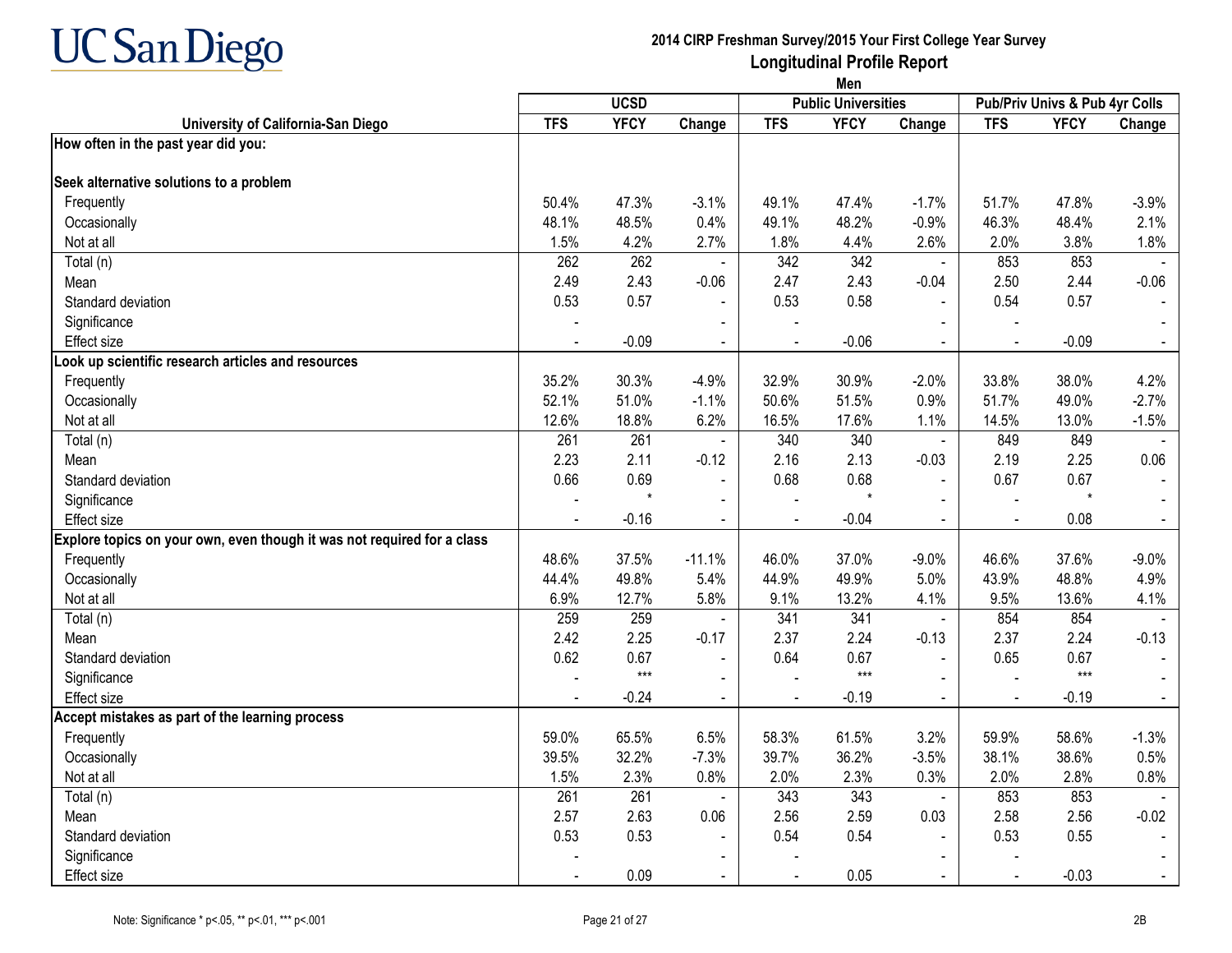# UC San Diego

## 2014 CIRP Freshman Survey/2015 Your First College Year Survey
## Longitudinal Profile Report
### Men

| University of California-San Diego | UCSD | | | Public Universities | | | Pub/Priv Univs & Pub 4yr Colls | | |
|---|---|---|---|---|---|---|---|---|---|
| | TFS | YFCY | Change | TFS | YFCY | Change | TFS | YFCY | Change |
| **How often in the past year did you:** | | | | | | | | | |
| **Seek alternative solutions to a problem** | | | | | | | | | |
| Frequently | 50.4% | 47.3% | -3.1% | 49.1% | 47.4% | -1.7% | 51.7% | 47.8% | -3.9% |
| Occasionally | 48.1% | 48.5% | 0.4% | 49.1% | 48.2% | -0.9% | 46.3% | 48.4% | 2.1% |
| Not at all | 1.5% | 4.2% | 2.7% | 1.8% | 4.4% | 2.6% | 2.0% | 3.8% | 1.8% |
| Total (n) | 262 | 262 | - | 342 | 342 | - | 853 | 853 | - |
| Mean | 2.49 | 2.43 | -0.06 | 2.47 | 2.43 | -0.04 | 2.50 | 2.44 | -0.06 |
| Standard deviation | 0.53 | 0.57 | - | 0.53 | 0.58 | - | 0.54 | 0.57 | - |
| Significance | - | | - | - | | - | - | | - |
| Effect size | - | -0.09 | - | - | -0.06 | - | - | -0.09 | - |
| **Look up scientific research articles and resources** | | | | | | | | | |
| Frequently | 35.2% | 30.3% | -4.9% | 32.9% | 30.9% | -2.0% | 33.8% | 38.0% | 4.2% |
| Occasionally | 52.1% | 51.0% | -1.1% | 50.6% | 51.5% | 0.9% | 51.7% | 49.0% | -2.7% |
| Not at all | 12.6% | 18.8% | 6.2% | 16.5% | 17.6% | 1.1% | 14.5% | 13.0% | -1.5% |
| Total (n) | 261 | 261 | - | 340 | 340 | - | 849 | 849 | - |
| Mean | 2.23 | 2.11 | -0.12 | 2.16 | 2.13 | -0.03 | 2.19 | 2.25 | 0.06 |
| Standard deviation | 0.66 | 0.69 | - | 0.68 | 0.68 | - | 0.67 | 0.67 | - |
| Significance | - | * | - | - | * | - | - | * | - |
| Effect size | - | -0.16 | - | - | -0.04 | - | - | 0.08 | - |
| **Explore topics on your own, even though it was not required for a class** | | | | | | | | | |
| Frequently | 48.6% | 37.5% | -11.1% | 46.0% | 37.0% | -9.0% | 46.6% | 37.6% | -9.0% |
| Occasionally | 44.4% | 49.8% | 5.4% | 44.9% | 49.9% | 5.0% | 43.9% | 48.8% | 4.9% |
| Not at all | 6.9% | 12.7% | 5.8% | 9.1% | 13.2% | 4.1% | 9.5% | 13.6% | 4.1% |
| Total (n) | 259 | 259 | - | 341 | 341 | - | 854 | 854 | - |
| Mean | 2.42 | 2.25 | -0.17 | 2.37 | 2.24 | -0.13 | 2.37 | 2.24 | -0.13 |
| Standard deviation | 0.62 | 0.67 | - | 0.64 | 0.67 | - | 0.65 | 0.67 | - |
| Significance | - | *** | - | - | *** | - | - | *** | - |
| Effect size | - | -0.24 | - | - | -0.19 | - | - | -0.19 | - |
| **Accept mistakes as part of the learning process** | | | | | | | | | |
| Frequently | 59.0% | 65.5% | 6.5% | 58.3% | 61.5% | 3.2% | 59.9% | 58.6% | -1.3% |
| Occasionally | 39.5% | 32.2% | -7.3% | 39.7% | 36.2% | -3.5% | 38.1% | 38.6% | 0.5% |
| Not at all | 1.5% | 2.3% | 0.8% | 2.0% | 2.3% | 0.3% | 2.0% | 2.8% | 0.8% |
| Total (n) | 261 | 261 | - | 343 | 343 | - | 853 | 853 | - |
| Mean | 2.57 | 2.63 | 0.06 | 2.56 | 2.59 | 0.03 | 2.58 | 2.56 | -0.02 |
| Standard deviation | 0.53 | 0.53 | - | 0.54 | 0.54 | - | 0.53 | 0.55 | - |
| Significance | - | | - | - | | - | - | | - |
| Effect size | - | 0.09 | - | - | 0.05 | - | - | -0.03 | - |

Note: Significance * p<.05, ** p<.01, *** p<.001

2B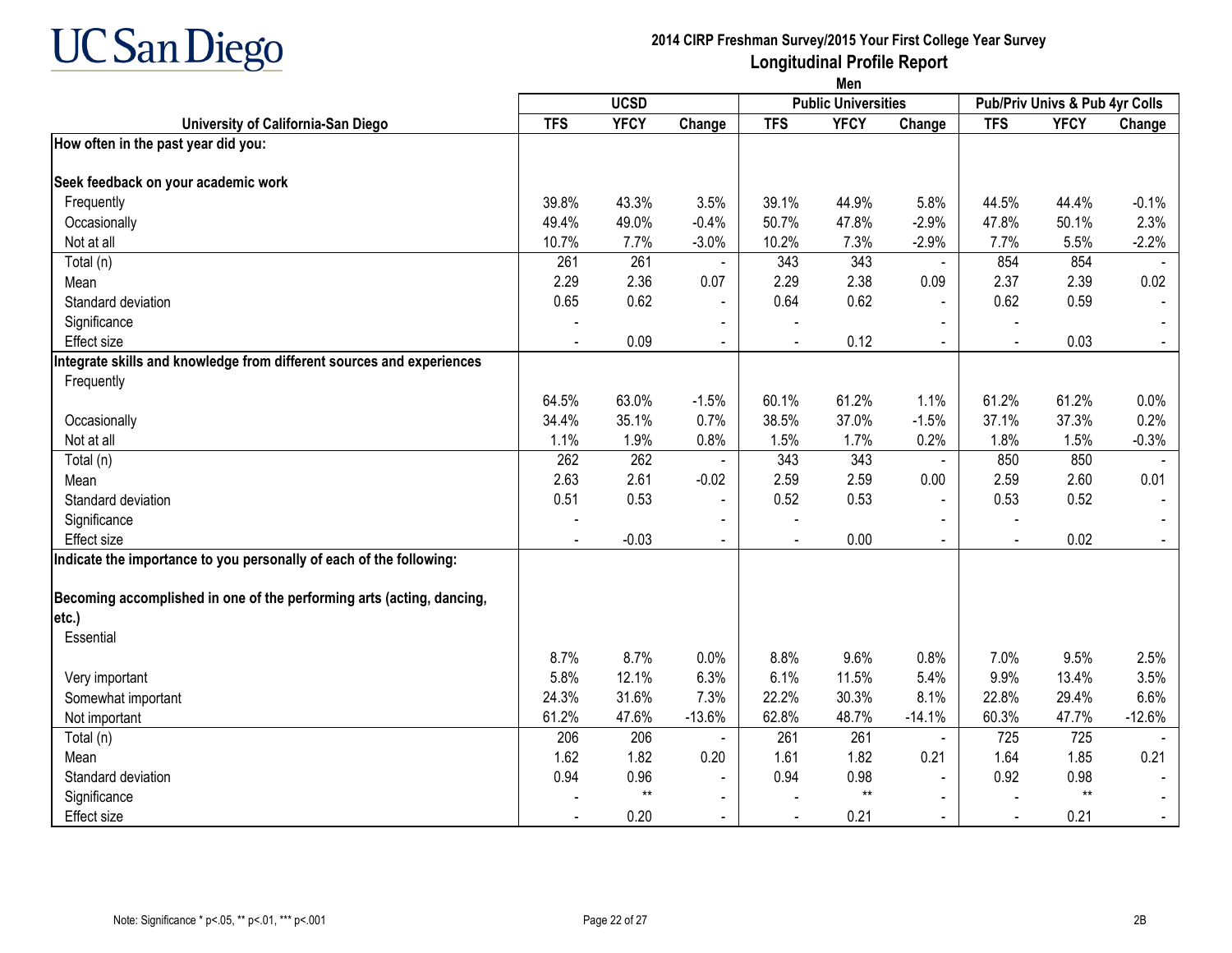# UC San Diego

## 2014 CIRP Freshman Survey/2015 Your First College Year Survey

## Longitudinal Profile Report

### Men

| University of California-San Diego | UCSD | | | Public Universities | | | Pub/Priv Univs & Pub 4yr Colls | | |
|---|---|---|---|---|---|---|---|---|---|
| | TFS | YFCY | Change | TFS | YFCY | Change | TFS | YFCY | Change |
| **How often in the past year did you:** | | | | | | | | | |
| **Seek feedback on your academic work** | | | | | | | | | |
| Frequently | 39.8% | 43.3% | 3.5% | 39.1% | 44.9% | 5.8% | 44.5% | 44.4% | -0.1% |
| Occasionally | 49.4% | 49.0% | -0.4% | 50.7% | 47.8% | -2.9% | 47.8% | 50.1% | 2.3% |
| Not at all | 10.7% | 7.7% | -3.0% | 10.2% | 7.3% | -2.9% | 7.7% | 5.5% | -2.2% |
| Total (n) | 261 | 261 | - | 343 | 343 | - | 854 | 854 | - |
| Mean | 2.29 | 2.36 | 0.07 | 2.29 | 2.38 | 0.09 | 2.37 | 2.39 | 0.02 |
| Standard deviation | 0.65 | 0.62 | - | 0.64 | 0.62 | - | 0.62 | 0.59 | - |
| Significance | - | | - | - | | - | - | | - |
| Effect size | - | 0.09 | - | - | 0.12 | - | - | 0.03 | - |
| **Integrate skills and knowledge from different sources and experiences** | | | | | | | | | |
| Frequently | 64.5% | 63.0% | -1.5% | 60.1% | 61.2% | 1.1% | 61.2% | 61.2% | 0.0% |
| Occasionally | 34.4% | 35.1% | 0.7% | 38.5% | 37.0% | -1.5% | 37.1% | 37.3% | 0.2% |
| Not at all | 1.1% | 1.9% | 0.8% | 1.5% | 1.7% | 0.2% | 1.8% | 1.5% | -0.3% |
| Total (n) | 262 | 262 | - | 343 | 343 | - | 850 | 850 | - |
| Mean | 2.63 | 2.61 | -0.02 | 2.59 | 2.59 | 0.00 | 2.59 | 2.60 | 0.01 |
| Standard deviation | 0.51 | 0.53 | - | 0.52 | 0.53 | - | 0.53 | 0.52 | - |
| Significance | - | | - | - | | - | - | | - |
| Effect size | - | -0.03 | - | - | 0.00 | - | - | 0.02 | - |
| **Indicate the importance to you personally of each of the following:** | | | | | | | | | |
| **Becoming accomplished in one of the performing arts (acting, dancing, etc.)** | | | | | | | | | |
| Essential | 8.7% | 8.7% | 0.0% | 8.8% | 9.6% | 0.8% | 7.0% | 9.5% | 2.5% |
| Very important | 5.8% | 12.1% | 6.3% | 6.1% | 11.5% | 5.4% | 9.9% | 13.4% | 3.5% |
| Somewhat important | 24.3% | 31.6% | 7.3% | 22.2% | 30.3% | 8.1% | 22.8% | 29.4% | 6.6% |
| Not important | 61.2% | 47.6% | -13.6% | 62.8% | 48.7% | -14.1% | 60.3% | 47.7% | -12.6% |
| Total (n) | 206 | 206 | - | 261 | 261 | - | 725 | 725 | - |
| Mean | 1.62 | 1.82 | 0.20 | 1.61 | 1.82 | 0.21 | 1.64 | 1.85 | 0.21 |
| Standard deviation | 0.94 | 0.96 | - | 0.94 | 0.98 | - | 0.92 | 0.98 | - |
| Significance | - | ** | - | - | ** | - | - | ** | - |
| Effect size | - | 0.20 | - | - | 0.21 | - | - | 0.21 | - |

Note: Significance * p<.05, ** p<.01, *** p<.001

2B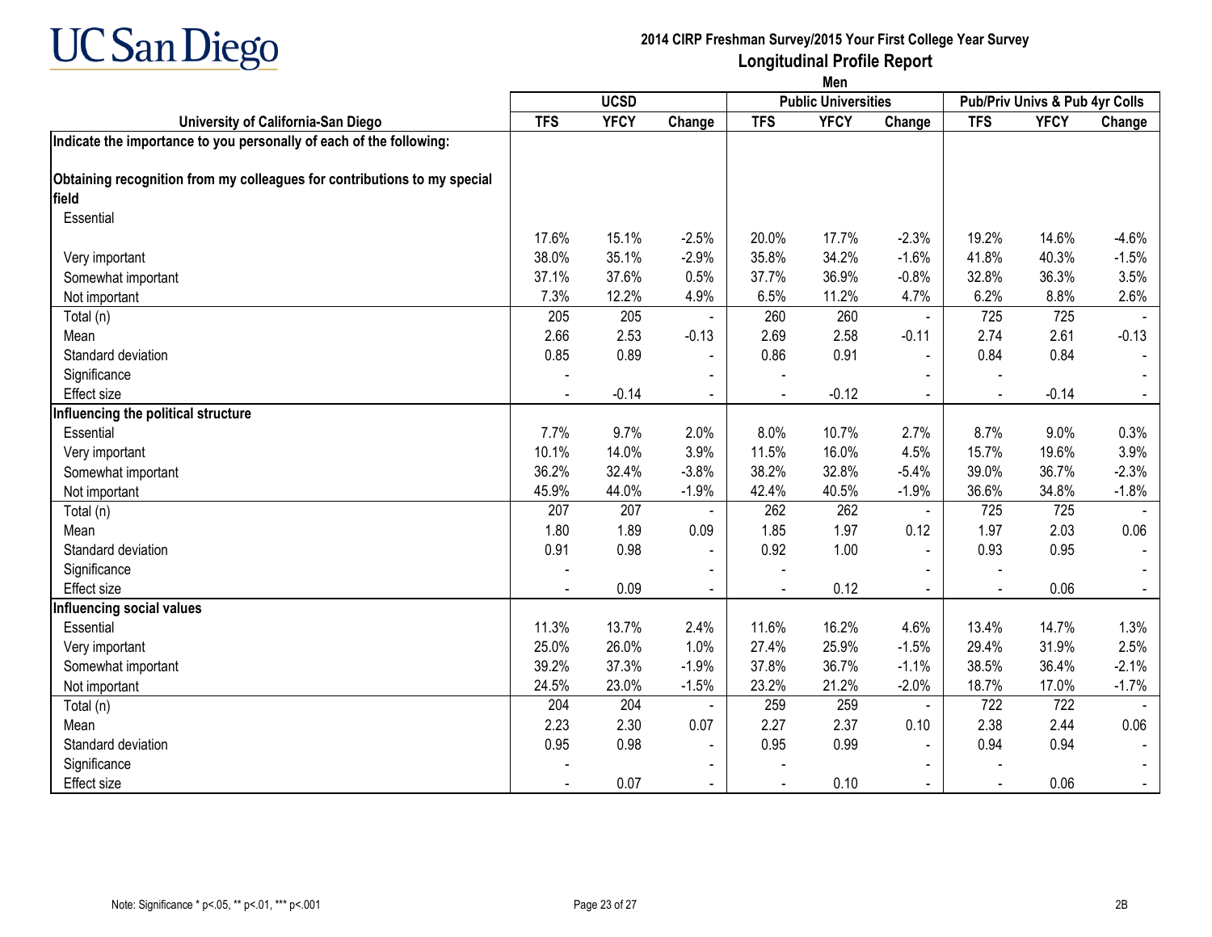# 2014 CIRP Freshman Survey/2015 Your First College Year Survey

## Longitudinal Profile Report

### Men

| University of California-San Diego | UCSD | | | Public Universities | | | Pub/Priv Univs & Pub 4yr Colls | | |
|---|---|---|---|---|---|---|---|---|---|
| | TFS | YFCY | Change | TFS | YFCY | Change | TFS | YFCY | Change |
| **Indicate the importance to you personally of each of the following:** | | | | | | | | | |
| **Obtaining recognition from my colleagues for contributions to my special field** | | | | | | | | | |
| Essential | 17.6% | 15.1% | -2.5% | 20.0% | 17.7% | -2.3% | 19.2% | 14.6% | -4.6% |
| Very important | 38.0% | 35.1% | -2.9% | 35.8% | 34.2% | -1.6% | 41.8% | 40.3% | -1.5% |
| Somewhat important | 37.1% | 37.6% | 0.5% | 37.7% | 36.9% | -0.8% | 32.8% | 36.3% | 3.5% |
| Not important | 7.3% | 12.2% | 4.9% | 6.5% | 11.2% | 4.7% | 6.2% | 8.8% | 2.6% |
| Total (n) | 205 | 205 | - | 260 | 260 | - | 725 | 725 | - |
| Mean | 2.66 | 2.53 | -0.13 | 2.69 | 2.58 | -0.11 | 2.74 | 2.61 | -0.13 |
| Standard deviation | 0.85 | 0.89 | - | 0.86 | 0.91 | - | 0.84 | 0.84 | - |
| Significance | - | | - | - | | - | - | | - |
| Effect size | - | -0.14 | - | - | -0.12 | - | - | -0.14 | - |
| **Influencing the political structure** | | | | | | | | | |
| Essential | 7.7% | 9.7% | 2.0% | 8.0% | 10.7% | 2.7% | 8.7% | 9.0% | 0.3% |
| Very important | 10.1% | 14.0% | 3.9% | 11.5% | 16.0% | 4.5% | 15.7% | 19.6% | 3.9% |
| Somewhat important | 36.2% | 32.4% | -3.8% | 38.2% | 32.8% | -5.4% | 39.0% | 36.7% | -2.3% |
| Not important | 45.9% | 44.0% | -1.9% | 42.4% | 40.5% | -1.9% | 36.6% | 34.8% | -1.8% |
| Total (n) | 207 | 207 | - | 262 | 262 | - | 725 | 725 | - |
| Mean | 1.80 | 1.89 | 0.09 | 1.85 | 1.97 | 0.12 | 1.97 | 2.03 | 0.06 |
| Standard deviation | 0.91 | 0.98 | - | 0.92 | 1.00 | - | 0.93 | 0.95 | - |
| Significance | - | | - | - | | - | - | | - |
| Effect size | - | 0.09 | - | - | 0.12 | - | - | 0.06 | - |
| **Influencing social values** | | | | | | | | | |
| Essential | 11.3% | 13.7% | 2.4% | 11.6% | 16.2% | 4.6% | 13.4% | 14.7% | 1.3% |
| Very important | 25.0% | 26.0% | 1.0% | 27.4% | 25.9% | -1.5% | 29.4% | 31.9% | 2.5% |
| Somewhat important | 39.2% | 37.3% | -1.9% | 37.8% | 36.7% | -1.1% | 38.5% | 36.4% | -2.1% |
| Not important | 24.5% | 23.0% | -1.5% | 23.2% | 21.2% | -2.0% | 18.7% | 17.0% | -1.7% |
| Total (n) | 204 | 204 | - | 259 | 259 | - | 722 | 722 | - |
| Mean | 2.23 | 2.30 | 0.07 | 2.27 | 2.37 | 0.10 | 2.38 | 2.44 | 0.06 |
| Standard deviation | 0.95 | 0.98 | - | 0.95 | 0.99 | - | 0.94 | 0.94 | - |
| Significance | - | | - | - | | - | - | | - |
| Effect size | - | 0.07 | - | - | 0.10 | - | - | 0.06 | - |

Note: Significance * p<.05, ** p<.01, *** p<.001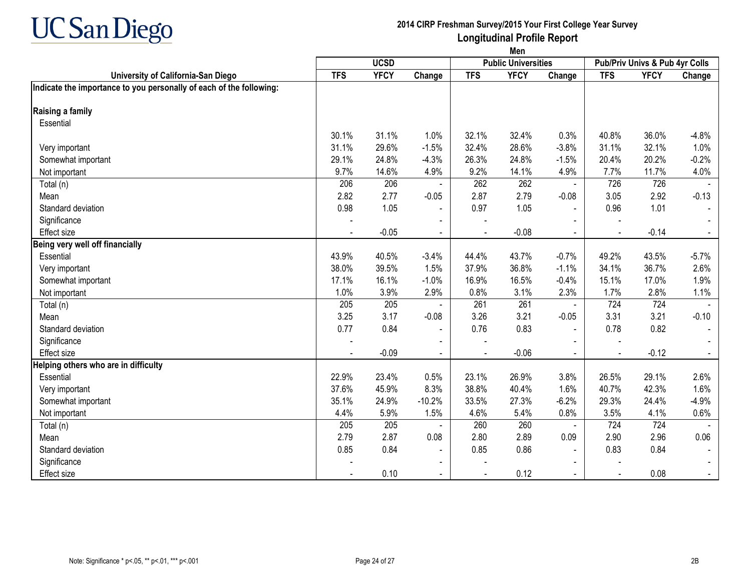**UC San Diego**

**2014 CIRP Freshman Survey/2015 Your First College Year Survey**

## Longitudinal Profile Report

**Men**

| University of California-San Diego | UCSD | | | Public Universities | | | Pub/Priv Univs & Pub 4yr Colls | | |
|---|---|---|---|---|---|---|---|---|---|
| | TFS | YFCY | Change | TFS | YFCY | Change | TFS | YFCY | Change |
| **Indicate the importance to you personally of each of the following:** | | | | | | | | | |
| **Raising a family** | | | | | | | | | |
| Essential | 30.1% | 31.1% | 1.0% | 32.1% | 32.4% | 0.3% | 40.8% | 36.0% | -4.8% |
| Very important | 31.1% | 29.6% | -1.5% | 32.4% | 28.6% | -3.8% | 31.1% | 32.1% | 1.0% |
| Somewhat important | 29.1% | 24.8% | -4.3% | 26.3% | 24.8% | -1.5% | 20.4% | 20.2% | -0.2% |
| Not important | 9.7% | 14.6% | 4.9% | 9.2% | 14.1% | 4.9% | 7.7% | 11.7% | 4.0% |
| Total (n) | 206 | 206 | - | 262 | 262 | - | 726 | 726 | - |
| Mean | 2.82 | 2.77 | -0.05 | 2.87 | 2.79 | -0.08 | 3.05 | 2.92 | -0.13 |
| Standard deviation | 0.98 | 1.05 | - | 0.97 | 1.05 | - | 0.96 | 1.01 | - |
| Significance | - | | - | - | | - | - | | - |
| Effect size | - | -0.05 | - | - | -0.08 | - | - | -0.14 | - |
| **Being very well off financially** | | | | | | | | | |
| Essential | 43.9% | 40.5% | -3.4% | 44.4% | 43.7% | -0.7% | 49.2% | 43.5% | -5.7% |
| Very important | 38.0% | 39.5% | 1.5% | 37.9% | 36.8% | -1.1% | 34.1% | 36.7% | 2.6% |
| Somewhat important | 17.1% | 16.1% | -1.0% | 16.9% | 16.5% | -0.4% | 15.1% | 17.0% | 1.9% |
| Not important | 1.0% | 3.9% | 2.9% | 0.8% | 3.1% | 2.3% | 1.7% | 2.8% | 1.1% |
| Total (n) | 205 | 205 | - | 261 | 261 | - | 724 | 724 | - |
| Mean | 3.25 | 3.17 | -0.08 | 3.26 | 3.21 | -0.05 | 3.31 | 3.21 | -0.10 |
| Standard deviation | 0.77 | 0.84 | - | 0.76 | 0.83 | - | 0.78 | 0.82 | - |
| Significance | - | | - | - | | - | - | | - |
| Effect size | - | -0.09 | - | - | -0.06 | - | - | -0.12 | - |
| **Helping others who are in difficulty** | | | | | | | | | |
| Essential | 22.9% | 23.4% | 0.5% | 23.1% | 26.9% | 3.8% | 26.5% | 29.1% | 2.6% |
| Very important | 37.6% | 45.9% | 8.3% | 38.8% | 40.4% | 1.6% | 40.7% | 42.3% | 1.6% |
| Somewhat important | 35.1% | 24.9% | -10.2% | 33.5% | 27.3% | -6.2% | 29.3% | 24.4% | -4.9% |
| Not important | 4.4% | 5.9% | 1.5% | 4.6% | 5.4% | 0.8% | 3.5% | 4.1% | 0.6% |
| Total (n) | 205 | 205 | - | 260 | 260 | - | 724 | 724 | - |
| Mean | 2.79 | 2.87 | 0.08 | 2.80 | 2.89 | 0.09 | 2.90 | 2.96 | 0.06 |
| Standard deviation | 0.85 | 0.84 | - | 0.85 | 0.86 | - | 0.83 | 0.84 | - |
| Significance | - | | - | - | | - | - | | - |
| Effect size | - | 0.10 | - | - | 0.12 | - | - | 0.08 | - |

Note: Significance * p<.05, ** p<.01, *** p<.001

2B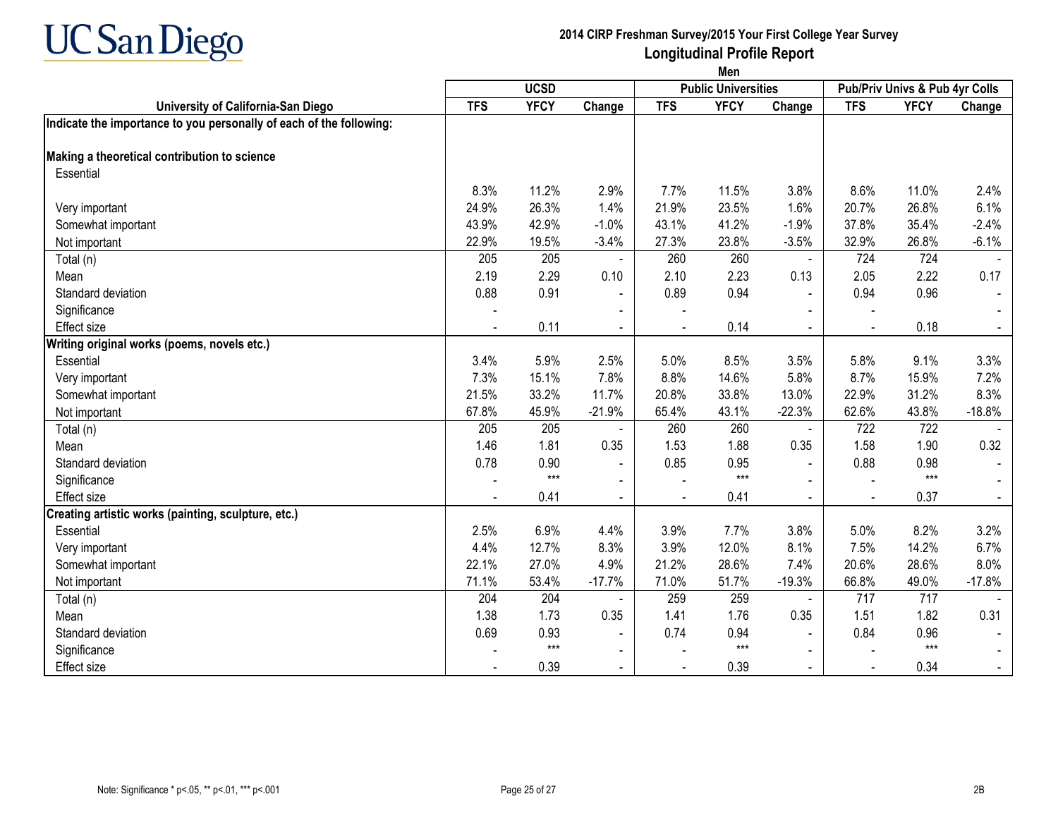# 2014 CIRP Freshman Survey/2015 Your First College Year Survey

## Longitudinal Profile Report

**Men**

| University of California-San Diego | UCSD | | | Public Universities | | | Pub/Priv Univs & Pub 4yr Colls | | |
|---|---|---|---|---|---|---|---|---|---|
| | TFS | YFCY | Change | TFS | YFCY | Change | TFS | YFCY | Change |
| **Indicate the importance to you personally of each of the following:** | | | | | | | | | |
| **Making a theoretical contribution to science** | | | | | | | | | |
| Essential | 8.3% | 11.2% | 2.9% | 7.7% | 11.5% | 3.8% | 8.6% | 11.0% | 2.4% |
| Very important | 24.9% | 26.3% | 1.4% | 21.9% | 23.5% | 1.6% | 20.7% | 26.8% | 6.1% |
| Somewhat important | 43.9% | 42.9% | -1.0% | 43.1% | 41.2% | -1.9% | 37.8% | 35.4% | -2.4% |
| Not important | 22.9% | 19.5% | -3.4% | 27.3% | 23.8% | -3.5% | 32.9% | 26.8% | -6.1% |
| Total (n) | 205 | 205 | - | 260 | 260 | - | 724 | 724 | - |
| Mean | 2.19 | 2.29 | 0.10 | 2.10 | 2.23 | 0.13 | 2.05 | 2.22 | 0.17 |
| Standard deviation | 0.88 | 0.91 | - | 0.89 | 0.94 | - | 0.94 | 0.96 | - |
| Significance | - | | - | - | | - | - | | - |
| Effect size | - | 0.11 | - | - | 0.14 | - | - | 0.18 | - |
| **Writing original works (poems, novels etc.)** | | | | | | | | | |
| Essential | 3.4% | 5.9% | 2.5% | 5.0% | 8.5% | 3.5% | 5.8% | 9.1% | 3.3% |
| Very important | 7.3% | 15.1% | 7.8% | 8.8% | 14.6% | 5.8% | 8.7% | 15.9% | 7.2% |
| Somewhat important | 21.5% | 33.2% | 11.7% | 20.8% | 33.8% | 13.0% | 22.9% | 31.2% | 8.3% |
| Not important | 67.8% | 45.9% | -21.9% | 65.4% | 43.1% | -22.3% | 62.6% | 43.8% | -18.8% |
| Total (n) | 205 | 205 | - | 260 | 260 | - | 722 | 722 | - |
| Mean | 1.46 | 1.81 | 0.35 | 1.53 | 1.88 | 0.35 | 1.58 | 1.90 | 0.32 |
| Standard deviation | 0.78 | 0.90 | - | 0.85 | 0.95 | - | 0.88 | 0.98 | - |
| Significance | - | *** | - | - | *** | - | - | *** | - |
| Effect size | - | 0.41 | - | - | 0.41 | - | - | 0.37 | - |
| **Creating artistic works (painting, sculpture, etc.)** | | | | | | | | | |
| Essential | 2.5% | 6.9% | 4.4% | 3.9% | 7.7% | 3.8% | 5.0% | 8.2% | 3.2% |
| Very important | 4.4% | 12.7% | 8.3% | 3.9% | 12.0% | 8.1% | 7.5% | 14.2% | 6.7% |
| Somewhat important | 22.1% | 27.0% | 4.9% | 21.2% | 28.6% | 7.4% | 20.6% | 28.6% | 8.0% |
| Not important | 71.1% | 53.4% | -17.7% | 71.0% | 51.7% | -19.3% | 66.8% | 49.0% | -17.8% |
| Total (n) | 204 | 204 | - | 259 | 259 | - | 717 | 717 | - |
| Mean | 1.38 | 1.73 | 0.35 | 1.41 | 1.76 | 0.35 | 1.51 | 1.82 | 0.31 |
| Standard deviation | 0.69 | 0.93 | - | 0.74 | 0.94 | - | 0.84 | 0.96 | - |
| Significance | - | *** | - | - | *** | - | - | *** | - |
| Effect size | - | 0.39 | - | - | 0.39 | - | - | 0.34 | - |

Note: Significance * p<.05, ** p<.01, *** p<.001

2B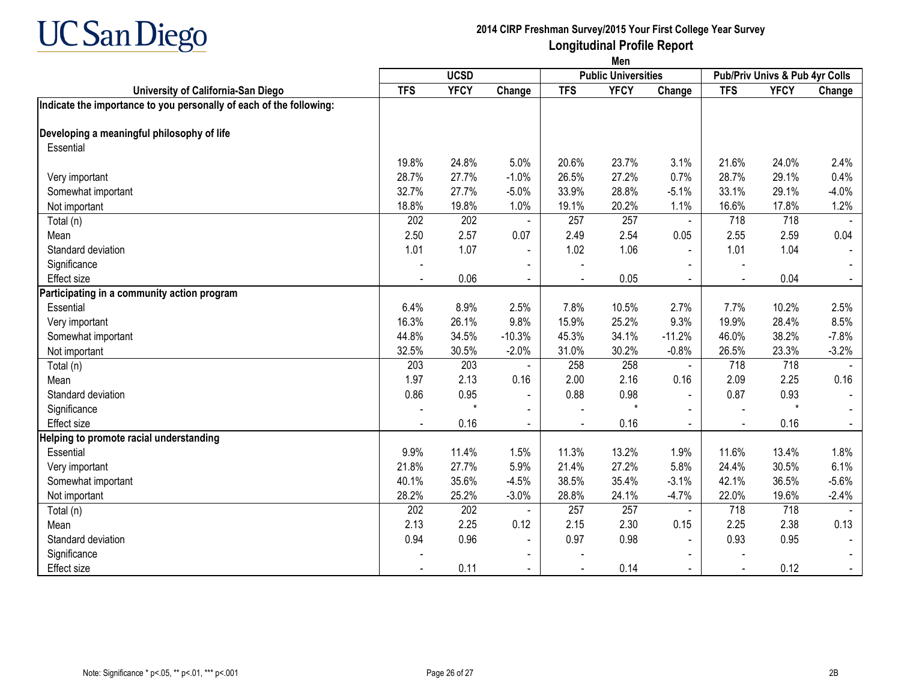# UC San Diego

**2014 CIRP Freshman Survey/2015 Your First College Year Survey**

**Longitudinal Profile Report**

**Men**

| University of California-San Diego | UCSD | | | Public Universities | | | Pub/Priv Univs & Pub 4yr Colls | | |
|---|---|---|---|---|---|---|---|---|---|
| | TFS | YFCY | Change | TFS | YFCY | Change | TFS | YFCY | Change |
| **Indicate the importance to you personally of each of the following:** | | | | | | | | | |
| **Developing a meaningful philosophy of life** | | | | | | | | | |
| Essential | 19.8% | 24.8% | 5.0% | 20.6% | 23.7% | 3.1% | 21.6% | 24.0% | 2.4% |
| Very important | 28.7% | 27.7% | -1.0% | 26.5% | 27.2% | 0.7% | 28.7% | 29.1% | 0.4% |
| Somewhat important | 32.7% | 27.7% | -5.0% | 33.9% | 28.8% | -5.1% | 33.1% | 29.1% | -4.0% |
| Not important | 18.8% | 19.8% | 1.0% | 19.1% | 20.2% | 1.1% | 16.6% | 17.8% | 1.2% |
| Total (n) | 202 | 202 | - | 257 | 257 | - | 718 | 718 | - |
| Mean | 2.50 | 2.57 | 0.07 | 2.49 | 2.54 | 0.05 | 2.55 | 2.59 | 0.04 |
| Standard deviation | 1.01 | 1.07 | - | 1.02 | 1.06 | - | 1.01 | 1.04 | - |
| Significance | - | | - | - | | - | - | | - |
| Effect size | - | 0.06 | - | - | 0.05 | - | - | 0.04 | - |
| **Participating in a community action program** | | | | | | | | | |
| Essential | 6.4% | 8.9% | 2.5% | 7.8% | 10.5% | 2.7% | 7.7% | 10.2% | 2.5% |
| Very important | 16.3% | 26.1% | 9.8% | 15.9% | 25.2% | 9.3% | 19.9% | 28.4% | 8.5% |
| Somewhat important | 44.8% | 34.5% | -10.3% | 45.3% | 34.1% | -11.2% | 46.0% | 38.2% | -7.8% |
| Not important | 32.5% | 30.5% | -2.0% | 31.0% | 30.2% | -0.8% | 26.5% | 23.3% | -3.2% |
| Total (n) | 203 | 203 | - | 258 | 258 | - | 718 | 718 | - |
| Mean | 1.97 | 2.13 | 0.16 | 2.00 | 2.16 | 0.16 | 2.09 | 2.25 | 0.16 |
| Standard deviation | 0.86 | 0.95 | - | 0.88 | 0.98 | - | 0.87 | 0.93 | - |
| Significance | - | * | - | - | * | - | - | * | - |
| Effect size | - | 0.16 | - | - | 0.16 | - | - | 0.16 | - |
| **Helping to promote racial understanding** | | | | | | | | | |
| Essential | 9.9% | 11.4% | 1.5% | 11.3% | 13.2% | 1.9% | 11.6% | 13.4% | 1.8% |
| Very important | 21.8% | 27.7% | 5.9% | 21.4% | 27.2% | 5.8% | 24.4% | 30.5% | 6.1% |
| Somewhat important | 40.1% | 35.6% | -4.5% | 38.5% | 35.4% | -3.1% | 42.1% | 36.5% | -5.6% |
| Not important | 28.2% | 25.2% | -3.0% | 28.8% | 24.1% | -4.7% | 22.0% | 19.6% | -2.4% |
| Total (n) | 202 | 202 | - | 257 | 257 | - | 718 | 718 | - |
| Mean | 2.13 | 2.25 | 0.12 | 2.15 | 2.30 | 0.15 | 2.25 | 2.38 | 0.13 |
| Standard deviation | 0.94 | 0.96 | - | 0.97 | 0.98 | - | 0.93 | 0.95 | - |
| Significance | - | | - | - | | - | - | | - |
| Effect size | - | 0.11 | - | - | 0.14 | - | - | 0.12 | - |

Note: Significance * p<.05, ** p<.01, *** p<.001

2B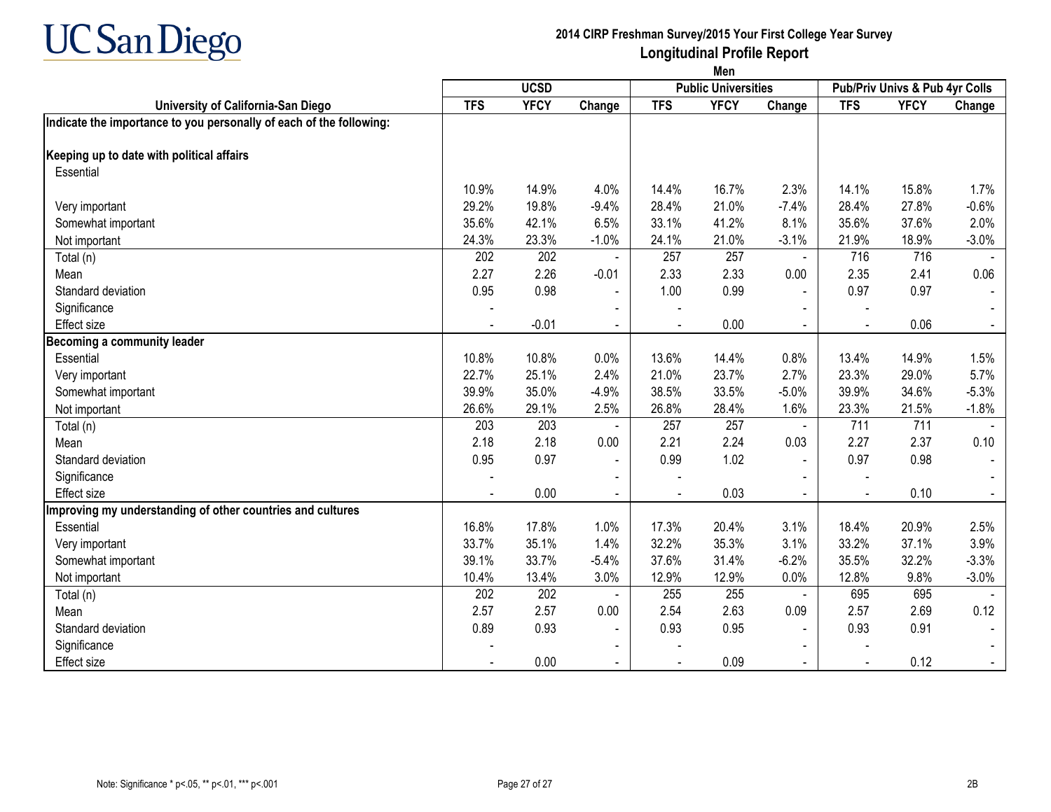# 2014 CIRP Freshman Survey/2015 Your First College Year Survey

## Longitudinal Profile Report

### Men

| University of California-San Diego | UCSD TFS | UCSD YFCY | UCSD Change | Public Universities TFS | Public Universities YFCY | Public Universities Change | Pub/Priv Univs & Pub 4yr Colls TFS | Pub/Priv Univs & Pub 4yr Colls YFCY | Pub/Priv Univs & Pub 4yr Colls Change |
|---|---|---|---|---|---|---|---|---|---|
| **Indicate the importance to you personally of each of the following:** | | | | | | | | | |
| **Keeping up to date with political affairs** | | | | | | | | | |
| Essential | 10.9% | 14.9% | 4.0% | 14.4% | 16.7% | 2.3% | 14.1% | 15.8% | 1.7% |
| Very important | 29.2% | 19.8% | -9.4% | 28.4% | 21.0% | -7.4% | 28.4% | 27.8% | -0.6% |
| Somewhat important | 35.6% | 42.1% | 6.5% | 33.1% | 41.2% | 8.1% | 35.6% | 37.6% | 2.0% |
| Not important | 24.3% | 23.3% | -1.0% | 24.1% | 21.0% | -3.1% | 21.9% | 18.9% | -3.0% |
| Total (n) | 202 | 202 | - | 257 | 257 | - | 716 | 716 | - |
| Mean | 2.27 | 2.26 | -0.01 | 2.33 | 2.33 | 0.00 | 2.35 | 2.41 | 0.06 |
| Standard deviation | 0.95 | 0.98 | - | 1.00 | 0.99 | - | 0.97 | 0.97 | - |
| Significance | - | | - | - | | - | - | | - |
| Effect size | - | -0.01 | - | - | 0.00 | - | - | 0.06 | - |
| **Becoming a community leader** | | | | | | | | | |
| Essential | 10.8% | 10.8% | 0.0% | 13.6% | 14.4% | 0.8% | 13.4% | 14.9% | 1.5% |
| Very important | 22.7% | 25.1% | 2.4% | 21.0% | 23.7% | 2.7% | 23.3% | 29.0% | 5.7% |
| Somewhat important | 39.9% | 35.0% | -4.9% | 38.5% | 33.5% | -5.0% | 39.9% | 34.6% | -5.3% |
| Not important | 26.6% | 29.1% | 2.5% | 26.8% | 28.4% | 1.6% | 23.3% | 21.5% | -1.8% |
| Total (n) | 203 | 203 | - | 257 | 257 | - | 711 | 711 | - |
| Mean | 2.18 | 2.18 | 0.00 | 2.21 | 2.24 | 0.03 | 2.27 | 2.37 | 0.10 |
| Standard deviation | 0.95 | 0.97 | - | 0.99 | 1.02 | - | 0.97 | 0.98 | - |
| Significance | - | | - | - | | - | - | | - |
| Effect size | - | 0.00 | - | - | 0.03 | - | - | 0.10 | - |
| **Improving my understanding of other countries and cultures** | | | | | | | | | |
| Essential | 16.8% | 17.8% | 1.0% | 17.3% | 20.4% | 3.1% | 18.4% | 20.9% | 2.5% |
| Very important | 33.7% | 35.1% | 1.4% | 32.2% | 35.3% | 3.1% | 33.2% | 37.1% | 3.9% |
| Somewhat important | 39.1% | 33.7% | -5.4% | 37.6% | 31.4% | -6.2% | 35.5% | 32.2% | -3.3% |
| Not important | 10.4% | 13.4% | 3.0% | 12.9% | 12.9% | 0.0% | 12.8% | 9.8% | -3.0% |
| Total (n) | 202 | 202 | - | 255 | 255 | - | 695 | 695 | - |
| Mean | 2.57 | 2.57 | 0.00 | 2.54 | 2.63 | 0.09 | 2.57 | 2.69 | 0.12 |
| Standard deviation | 0.89 | 0.93 | - | 0.93 | 0.95 | - | 0.93 | 0.91 | - |
| Significance | - | | - | - | | - | - | | - |
| Effect size | - | 0.00 | - | - | 0.09 | - | - | 0.12 | - |

Note: Significance * p<.05, ** p<.01, *** p<.001